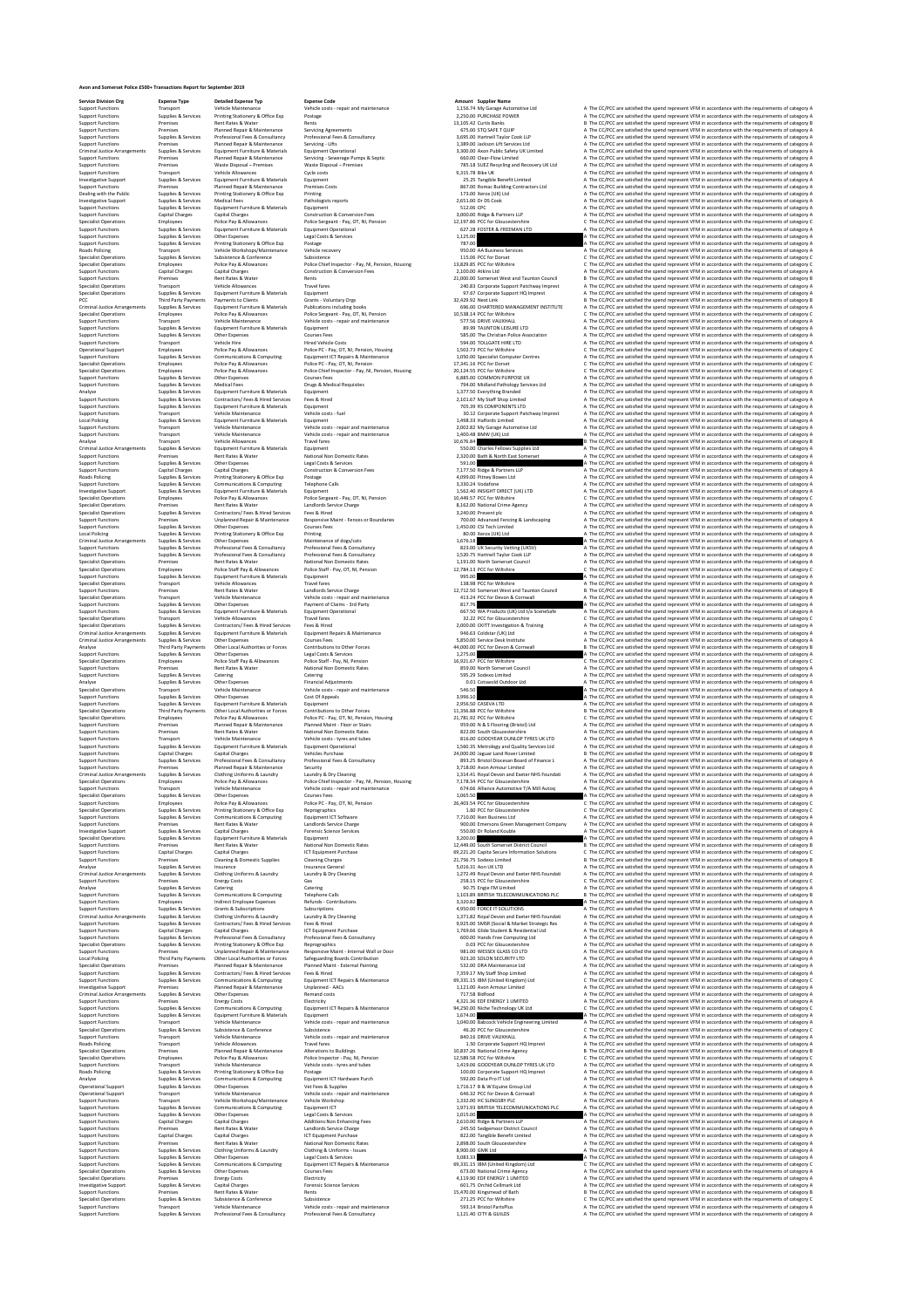# Avon and Somerset Police £500+ Transactions Report for September 2019

| Service Division Org | Expense Type | Detailed Expense Typ | Expense Code | Amount | Supplier Name | |
|---|---|---|---|---|---|---|
| Support Functions | Transport | Vehicle Maintenance | Vehicle costs - repair and maintenance | 1,156.74 | My Garage Automotive Ltd | A The CC/PCC are satisfied the spend represent VFM in accordance with the requirements of category A |
| Support Functions | Supplies & Services | Printing Stationery & Office Exp | Postage | 2,250.00 | PURCHASE POWER | A The CC/PCC are satisfied the spend represent VFM in accordance with the requirements of category A |
| Support Functions | Premises | Rent Rates & Water | Rents | 13,105.42 | Curtis Banks | B The CC/PCC are satisfied the spend represent VFM in accordance with the requirements of category B |
| Support Functions | Premises | Planned Repair & Maintenance | Servicing Agreements | 675.00 | STQ SAFE T QUIP | A The CC/PCC are satisfied the spend represent VFM in accordance with the requirements of category A |
| Support Functions | Supplies & Services | Professional Fees & Consultancy | Professional Fees & Consultancy | 3,695.00 | Hartnell Taylor Cook LLP | A The CC/PCC are satisfied the spend represent VFM in accordance with the requirements of category A |
| Support Functions | Premises | Planned Repair & Maintenance | Servicing - Lifts | 1,389.00 | Jackson Lift Services Ltd | A The CC/PCC are satisfied the spend represent VFM in accordance with the requirements of category A |
| Criminal Justice Arrangements | Supplies & Services | Equipment Furniture & Materials | Equipment Operational | 3,300.00 | Axon Public Safety UK Limited | A The CC/PCC are satisfied the spend represent VFM in accordance with the requirements of category A |
| Support Functions | Premises | Planned Repair & Maintenance | Servicing - Sewerage Pumps & Septic | 660.00 | Clear-Flow Limited | A The CC/PCC are satisfied the spend represent VFM in accordance with the requirements of category A |
| Support Functions | Premises | Waste Disposal – Premises | Waste Disposal – Premises | 785.18 | SUEZ Recycling and Recovery UK Ltd | A The CC/PCC are satisfied the spend represent VFM in accordance with the requirements of category A |
| Support Functions | Transport | Vehicle Allowances | Cycle costs | 9,315.78 | Bike UK | A The CC/PCC are satisfied the spend represent VFM in accordance with the requirements of category A |
| Investigative Support | Supplies & Services | Equipment Furniture & Materials | Equipment | 25.25 | Tangible Benefit Limited | A The CC/PCC are satisfied the spend represent VFM in accordance with the requirements of category A |
| Support Functions | Premises | Planned Repair & Maintenance | Premises Costs | 867.00 | Romac Building Contractors Ltd | A The CC/PCC are satisfied the spend represent VFM in accordance with the requirements of category A |
| Dealing with the Public | Supplies & Services | Printing Stationery & Office Exp | Printing | 173.00 | Xerox (UK) Ltd | A The CC/PCC are satisfied the spend represent VFM in accordance with the requirements of category A |
| Investigative Support | Supplies & Services | Medical Fees | Pathologists reports | 2,653.00 | Dr DS Cook | A The CC/PCC are satisfied the spend represent VFM in accordance with the requirements of category A |
| Support Functions | Supplies & Services | Equipment Furniture & Materials | Equipment | 512.06 | CPC | A The CC/PCC are satisfied the spend represent VFM in accordance with the requirements of category A |
| Support Functions | Capital Charges | Capital Charges | Construction & Conversion Fees | 3,000.00 | Ridge & Partners LLP | A The CC/PCC are satisfied the spend represent VFM in accordance with the requirements of category A |
| Specialist Operations | Employees | Police Pay & Allowances | Police Sergeant - Pay, OT, NI, Pension | 12,197.86 | PCC for Gloucestershire | C The CC/PCC are satisfied the spend represent VFM in accordance with the requirements of category C |
| Support Functions | Supplies & Services | Equipment Furniture & Materials | Equipment Operational | 627.28 | FOSTER & FREEMAN LTD | A The CC/PCC are satisfied the spend represent VFM in accordance with the requirements of category A |
| Support Functions | Supplies & Services | Other Expenses | Legal Costs & Services | 1,125.00 | | A The CC/PCC are satisfied the spend represent VFM in accordance with the requirements of category A |
| Support Functions | Supplies & Services | Printing Stationery & Office Exp | Postage | 787.00 | | A The CC/PCC are satisfied the spend represent VFM in accordance with the requirements of category A |
| Roads Policing | Transport | Vehicle Workshops/Maintenance | Vehicle recovery | 950.00 | AA Business Services | A The CC/PCC are satisfied the spend represent VFM in accordance with the requirements of category A |
| Specialist Operations | Supplies & Services | Subsistence & Conference | Subsistence | 115.06 | PCC for Dorset | C The CC/PCC are satisfied the spend represent VFM in accordance with the requirements of category C |
| Specialist Operations | Employees | Police Pay & Allowances | Police Chief Inspector - Pay, NI, Pension, Housing | 13,829.85 | PCC for Wiltshire | C The CC/PCC are satisfied the spend represent VFM in accordance with the requirements of category C |
| Support Functions | Capital Charges | Capital Charges | Construction & Conversion Fees | 2,100.00 | Atkins Ltd | A The CC/PCC are satisfied the spend represent VFM in accordance with the requirements of category A |
| Support Functions | Premises | Rent Rates & Water | Rents | 21,000.00 | Somerset West and Taunton Council | B The CC/PCC are satisfied the spend represent VFM in accordance with the requirements of category B |
| Specialist Operations | Transport | Vehicle Allowances | Travel fares | 240.83 | Corporate Support Pathway Imprest | A The CC/PCC are satisfied the spend represent VFM in accordance with the requirements of category A |
| Specialist Operations | Supplies & Services | Equipment Furniture & Materials | Equipment | 97.67 | Corporate Support HQ Imprest | A The CC/PCC are satisfied the spend represent VFM in accordance with the requirements of category A |
| PCC | Third Party Payments | Payments to Clients | Grants - Voluntary Orgs | 32,429.92 | Next Link | B The CC/PCC are satisfied the spend represent VFM in accordance with the requirements of category B |
| Criminal Justice Arrangements | Supplies & Services | Equipment Furniture & Materials | Publications including books | 696.00 | CHARTERED MANAGEMENT INSTITUTE | A The CC/PCC are satisfied the spend represent VFM in accordance with the requirements of category A |
| Specialist Operations | Employees | Police Pay & Allowances | Police Sergeant - Pay, OT, NI, Pension | 10,538.14 | PCC for Wiltshire | C The CC/PCC are satisfied the spend represent VFM in accordance with the requirements of category C |
| Support Functions | Transport | Vehicle Maintenance | Vehicle costs - repair and maintenance | 577.56 | DRIVE VAUXHALL | A The CC/PCC are satisfied the spend represent VFM in accordance with the requirements of category A |
| Support Functions | Supplies & Services | Equipment Furniture & Materials | Equipment | 89.99 | TAUNTON LEISURE LTD | A The CC/PCC are satisfied the spend represent VFM in accordance with the requirements of category A |
| Support Functions | Supplies & Services | Other Expenses | Courses Fees | 585.00 | The Christian Police Association | A The CC/PCC are satisfied the spend represent VFM in accordance with the requirements of category A |
| Support Functions | Transport | Vehicle Hire | Hired Vehicle Costs | 594.00 | TOLLGATE HIRE LTD | A The CC/PCC are satisfied the spend represent VFM in accordance with the requirements of category A |
| Operational Support | Employees | Police Pay & Allowances | Police PC - Pay, OT, NI, Pension, Housing | 1,502.73 | PCC for Wiltshire | C The CC/PCC are satisfied the spend represent VFM in accordance with the requirements of category C |
| Support Functions | Supplies & Services | Communications & Computing | Equipment ICT Repairs & Maintenance | 1,050.00 | Specialist Computer Centres | A The CC/PCC are satisfied the spend represent VFM in accordance with the requirements of category A |
| Specialist Operations | Employees | Police Pay & Allowances | Police PC - Pay, OT, NI, Pension | 17,341.16 | PCC for Dorset | C The CC/PCC are satisfied the spend represent VFM in accordance with the requirements of category C |
| Specialist Operations | Employees | Police Pay & Allowances | Police Chief Inspector - Pay, NI, Pension, Housing | 20,124.55 | PCC for Wiltshire | C The CC/PCC are satisfied the spend represent VFM in accordance with the requirements of category C |
| Support Functions | Supplies & Services | Other Expenses | Courses Fees | 6,885.00 | COMMON PURPOSE UK | A The CC/PCC are satisfied the spend represent VFM in accordance with the requirements of category A |
| Support Functions | Supplies & Services | Medical Fees | Drugs & Medical Requisites | 794.00 | Midland Pathology Services Ltd | A The CC/PCC are satisfied the spend represent VFM in accordance with the requirements of category A |
| Analyse | Supplies & Services | Equipment Furniture & Materials | Equipment | 1,377.50 | Everything Branded | A The CC/PCC are satisfied the spend represent VFM in accordance with the requirements of category A |
| Support Functions | Supplies & Services | Contractors/ Fees & Hired Services | Fees & Hired | 2,101.67 | My Staff Shop Limited | A The CC/PCC are satisfied the spend represent VFM in accordance with the requirements of category A |
| Support Functions | Supplies & Services | Equipment Furniture & Materials | Equipment | 705.39 | RS COMPONENTS LTD | A The CC/PCC are satisfied the spend represent VFM in accordance with the requirements of category A |
| Support Functions | Transport | Vehicle Maintenance | Vehicle costs - fuel | 30.12 | Corporate Support Pathway Imprest | A The CC/PCC are satisfied the spend represent VFM in accordance with the requirements of category A |
| Local Policing | Supplies & Services | Equipment Furniture & Materials | Equipment | 1,498.33 | Halfords Limited | A The CC/PCC are satisfied the spend represent VFM in accordance with the requirements of category A |
| Support Functions | Transport | Vehicle Maintenance | Vehicle costs - repair and maintenance | 2,002.82 | My Garage Automotive Ltd | A The CC/PCC are satisfied the spend represent VFM in accordance with the requirements of category A |
| Support Functions | Transport | Vehicle Maintenance | Vehicle costs - repair and maintenance | 1,400.48 | BMW (UK) Ltd | A The CC/PCC are satisfied the spend represent VFM in accordance with the requirements of category A |
| Analyse | Transport | Vehicle Allowances | Travel fares | 10,676.84 | | B The CC/PCC are satisfied the spend represent VFM in accordance with the requirements of category B |
| Criminal Justice Arrangements | Supplies & Services | Equipment Furniture & Materials | Equipment | 550.00 | Charles Fellows Supplies Ltd | A The CC/PCC are satisfied the spend represent VFM in accordance with the requirements of category A |
| Support Functions | Premises | Rent Rates & Water | National Non Domestic Rates | 2,320.00 | Bath & North East Somerset | A The CC/PCC are satisfied the spend represent VFM in accordance with the requirements of category A |
| Support Functions | Supplies & Services | Other Expenses | Legal Costs & Services | 591.00 | | A The CC/PCC are satisfied the spend represent VFM in accordance with the requirements of category A |
| Support Functions | Capital Charges | Capital Charges | Construction & Conversion Fees | 7,177.50 | Ridge & Partners LLP | A The CC/PCC are satisfied the spend represent VFM in accordance with the requirements of category A |
| Roads Policing | Supplies & Services | Printing Stationery & Office Exp | Postage | 4,099.00 | Pitney Bowes Ltd | A The CC/PCC are satisfied the spend represent VFM in accordance with the requirements of category A |
| Support Functions | Supplies & Services | Communications & Computing | Telephone Calls | 3,330.24 | Vodafone | A The CC/PCC are satisfied the spend represent VFM in accordance with the requirements of category A |
| Investigative Support | Supplies & Services | Equipment Furniture & Materials | Equipment | 1,562.40 | INSIGHT DIRECT (UK) LTD | A The CC/PCC are satisfied the spend represent VFM in accordance with the requirements of category A |
| Specialist Operations | Employees | Police Pay & Allowances | Police Sergeant - Pay, OT, NI, Pension | 10,449.57 | PCC for Wiltshire | C The CC/PCC are satisfied the spend represent VFM in accordance with the requirements of category C |
| Specialist Operations | Premises | Rent Rates & Water | Landlords Service Charge | 8,162.00 | National Crime Agency | A The CC/PCC are satisfied the spend represent VFM in accordance with the requirements of category A |
| Specialist Operations | Supplies & Services | Contractors/ Fees & Hired Services | Fees & Hired | 3,240.00 | Prevent plc | A The CC/PCC are satisfied the spend represent VFM in accordance with the requirements of category A |
| Support Functions | Premises | Unplanned Repair & Maintenance | Responsive Maint - Fences or Boundaries | 700.00 | Advanced Fencing & Landscaping | A The CC/PCC are satisfied the spend represent VFM in accordance with the requirements of category A |
| Support Functions | Supplies & Services | Other Expenses | Courses Fees | 1,450.00 | CSI Tech Limited | A The CC/PCC are satisfied the spend represent VFM in accordance with the requirements of category A |
| Local Policing | Supplies & Services | Printing Stationery & Office Exp | Printing | 80.00 | Xerox (UK) Ltd | A The CC/PCC are satisfied the spend represent VFM in accordance with the requirements of category A |
| Criminal Justice Arrangements | Supplies & Services | Other Expenses | Maintenance of dogs/cats | 1,676.18 | | A The CC/PCC are satisfied the spend represent VFM in accordance with the requirements of category A |
| Support Functions | Supplies & Services | Professional Fees & Consultancy | Professional Fees & Consultancy | 823.00 | UK Security Vetting (UKSV) | A The CC/PCC are satisfied the spend represent VFM in accordance with the requirements of category A |
| Support Functions | Supplies & Services | Professional Fees & Consultancy | Professional Fees & Consultancy | 1,520.75 | Hartnell Taylor Cook LLP | A The CC/PCC are satisfied the spend represent VFM in accordance with the requirements of category A |
| Specialist Operations | Premises | Rent Rates & Water | National Non Domestic Rates | 1,191.00 | North Somerset Council | A The CC/PCC are satisfied the spend represent VFM in accordance with the requirements of category A |
| Specialist Operations | Employees | Police Staff Pay & Allowances | Police Staff - Pay, OT, NI, Pension | 12,784.13 | PCC for Wiltshire | C The CC/PCC are satisfied the spend represent VFM in accordance with the requirements of category C |
| Support Functions | Supplies & Services | Equipment Furniture & Materials | Equipment | 995.00 | | A The CC/PCC are satisfied the spend represent VFM in accordance with the requirements of category A |
| Specialist Operations | Transport | Vehicle Allowances | Travel fares | 138.98 | PCC for Wiltshire | A The CC/PCC are satisfied the spend represent VFM in accordance with the requirements of category A |
| Support Functions | Premises | Rent Rates & Water | Landlords Service Charge | 12,712.50 | Somerset West and Taunton Council | B The CC/PCC are satisfied the spend represent VFM in accordance with the requirements of category B |
| Specialist Operations | Transport | Vehicle Maintenance | Vehicle costs - repair and maintenance | 413.24 | PCC for Devon & Cornwall | A The CC/PCC are satisfied the spend represent VFM in accordance with the requirements of category A |
| Support Functions | Supplies & Services | Other Expenses | Payment of Claims - 3rd Party | 817.76 | | A The CC/PCC are satisfied the spend represent VFM in accordance with the requirements of category A |
| Support Functions | Supplies & Services | Equipment Furniture & Materials | Equipment Operational | 667.50 | WA Products (UK) Ltd t/a SceneSafe | A The CC/PCC are satisfied the spend represent VFM in accordance with the requirements of category A |
| Specialist Operations | Transport | Vehicle Allowances | Travel fares | 32.22 | PCC for Gloucestershire | C The CC/PCC are satisfied the spend represent VFM in accordance with the requirements of category C |
| Specialist Operations | Supplies & Services | Contractors/ Fees & Hired Services | Fees & Hired | 2,000.00 | OXITT Investigation & Training | A The CC/PCC are satisfied the spend represent VFM in accordance with the requirements of category A |
| Criminal Justice Arrangements | Supplies & Services | Equipment Furniture & Materials | Equipment Repairs & Maintenance | 946.63 | Coldstar (UK) Ltd | A The CC/PCC are satisfied the spend represent VFM in accordance with the requirements of category A |
| Criminal Justice Arrangements | Supplies & Services | Other Expenses | Courses Fees | 5,850.00 | Service Desk Institute | A The CC/PCC are satisfied the spend represent VFM in accordance with the requirements of category A |
| Analyse | Third Party Payments | Other Local Authorities or Forces | Contributions to Other Forces | 44,000.00 | PCC for Devon & Cornwall | B The CC/PCC are satisfied the spend represent VFM in accordance with the requirements of category B |
| Support Functions | Supplies & Services | Other Expenses | Legal Costs & Services | 1,275.00 | | A The CC/PCC are satisfied the spend represent VFM in accordance with the requirements of category A |
| Specialist Operations | Employees | Police Staff Pay & Allowances | Police Staff - Pay, NI, Pension | 16,921.67 | PCC for Wiltshire | C The CC/PCC are satisfied the spend represent VFM in accordance with the requirements of category C |
| Support Functions | Premises | Rent Rates & Water | National Non Domestic Rates | 859.00 | North Somerset Council | A The CC/PCC are satisfied the spend represent VFM in accordance with the requirements of category A |
| Support Functions | Supplies & Services | Catering | Catering | 595.29 | Sodexo Limited | A The CC/PCC are satisfied the spend represent VFM in accordance with the requirements of category A |
| Analyse | Supplies & Services | Other Expenses | Financial Adjustments | 0.01 | Cotswold Outdoor Ltd | A The CC/PCC are satisfied the spend represent VFM in accordance with the requirements of category A |
| Specialist Operations | Transport | Vehicle Maintenance | Vehicle costs - repair and maintenance | 546.50 | | A The CC/PCC are satisfied the spend represent VFM in accordance with the requirements of category A |
| Support Functions | Supplies & Services | Other Expenses | Cost Of Appeals | 3,996.10 | | A The CC/PCC are satisfied the spend represent VFM in accordance with the requirements of category A |
| Support Functions | Supplies & Services | Equipment Furniture & Materials | Equipment | 2,956.50 | CASEVA LTD | A The CC/PCC are satisfied the spend represent VFM in accordance with the requirements of category A |
| Specialist Operations | Third Party Payments | Other Local Authorities or Forces | Contributions to Other Forces | 11,356.88 | PCC for Wiltshire | B The CC/PCC are satisfied the spend represent VFM in accordance with the requirements of category B |
| Specialist Operations | Employees | Police Pay & Allowances | Police PC - Pay, OT, NI, Pension, Housing | 21,781.72 | PCC for Wiltshire | C The CC/PCC are satisfied the spend represent VFM in accordance with the requirements of category C |
| Support Functions | Premises | Planned Repair & Maintenance | Planned Maint - Floor or Stairs | 959.00 | N & S Flooring (Bristol) Ltd | A The CC/PCC are satisfied the spend represent VFM in accordance with the requirements of category A |
| Support Functions | Premises | Rent Rates & Water | National Non Domestic Rates | 822.00 | South Gloucestershire | A The CC/PCC are satisfied the spend represent VFM in accordance with the requirements of category A |
| Support Functions | Transport | Vehicle Maintenance | Vehicle costs - tyres and tubes | 816.00 | GOODYEAR DUNLOP TYRES UK LTD | A The CC/PCC are satisfied the spend represent VFM in accordance with the requirements of category A |
| Support Functions | Supplies & Services | Equipment Furniture & Materials | Equipment Operational | 1,560.35 | Metrology and Quality Services Ltd | A The CC/PCC are satisfied the spend represent VFM in accordance with the requirements of category A |
| Support Functions | Capital Charges | Capital Charges | Vehicles Purchase | 24,000.00 | Jaguar Land Rover Limited | B The CC/PCC are satisfied the spend represent VFM in accordance with the requirements of category B |
| Support Functions | Supplies & Services | Professional Fees & Consultancy | Professional Fees & Consultancy | 893.25 | Bristol Diocesan Board of Finance L | A The CC/PCC are satisfied the spend represent VFM in accordance with the requirements of category A |
| Support Functions | Premises | Planned Repair & Maintenance | Security | 3,718.00 | Avon Armour Limited | A The CC/PCC are satisfied the spend represent VFM in accordance with the requirements of category A |
| Criminal Justice Arrangements | Supplies & Services | Clothing Uniforms & Laundry | Laundry & Dry Cleaning | 1,314.41 | Royal Devon and Exeter NHS Foundati | A The CC/PCC are satisfied the spend represent VFM in accordance with the requirements of category A |
| Specialist Operations | Employees | Police Pay & Allowances | Police Chief Inspector - Pay, NI, Pension, Housing | 7,178.34 | PCC for Gloucestershire | C The CC/PCC are satisfied the spend represent VFM in accordance with the requirements of category C |
| Support Functions | Transport | Vehicle Maintenance | Vehicle costs - repair and maintenance | 674.66 | Alliance Automotive T/A Mill Autoq | A The CC/PCC are satisfied the spend represent VFM in accordance with the requirements of category A |
| Specialist Operations | Supplies & Services | Other Expenses | Courses Fees | 1,065.50 | | A The CC/PCC are satisfied the spend represent VFM in accordance with the requirements of category A |
| Support Functions | Employees | Police Pay & Allowances | Police PC - Pay, OT, NI, Pension | 26,403.54 | PCC for Gloucestershire | C The CC/PCC are satisfied the spend represent VFM in accordance with the requirements of category C |
| Specialist Operations | Supplies & Services | Printing Stationery & Office Exp | Reprographics | 1.60 | PCC for Gloucestershire | C The CC/PCC are satisfied the spend represent VFM in accordance with the requirements of category C |
| Support Functions | Supplies & Services | Communications & Computing | Equipment ICT Software | 7,710.00 | Ikem Business Ltd | A The CC/PCC are satisfied the spend represent VFM in accordance with the requirements of category A |
| Support Functions | Premises | Rent Rates & Water | Landlords Service Charge | 900.00 | Emersons Green Management Company | A The CC/PCC are satisfied the spend represent VFM in accordance with the requirements of category A |
| Investigative Support | Supplies & Services | Capital Charges | Forensic Science Services | 550.00 | Dr Roland Kouble | A The CC/PCC are satisfied the spend represent VFM in accordance with the requirements of category A |
| Specialist Operations | Supplies & Services | Equipment Furniture & Materials | Equipment | 3,200.00 | | A The CC/PCC are satisfied the spend represent VFM in accordance with the requirements of category A |
| Support Functions | Premises | Rent Rates & Water | National Non Domestic Rates | 12,449.00 | South Somerset District Council | B The CC/PCC are satisfied the spend represent VFM in accordance with the requirements of category B |
| Support Functions | Capital Charges | Capital Charges | ICT Equipment Purchase | 69,221.20 | Capita Secure Information Solutions | C The CC/PCC are satisfied the spend represent VFM in accordance with the requirements of category C |
| Support Functions | Premises | Cleaning & Domestic Supplies | Cleaning Charges | 21,756.75 | Sodexo Limited | B The CC/PCC are satisfied the spend represent VFM in accordance with the requirements of category B |
| Analyse | Supplies & Services | Insurance | Insurance General | 5,016.31 | Aon UK LTD | A The CC/PCC are satisfied the spend represent VFM in accordance with the requirements of category A |
| Criminal Justice Arrangements | Supplies & Services | Clothing Uniforms & Laundry | Laundry & Dry Cleaning | 1,272.49 | Royal Devon and Exeter NHS Foundati | A The CC/PCC are satisfied the spend represent VFM in accordance with the requirements of category A |
| Support Functions | Premises | Energy Costs | Gas | 258.15 | PCC for Gloucestershire | C The CC/PCC are satisfied the spend represent VFM in accordance with the requirements of category C |
| Analyse | Supplies & Services | Catering | Catering | 90.75 | Engie FM Limited | A The CC/PCC are satisfied the spend represent VFM in accordance with the requirements of category A |
| Support Functions | Supplies & Services | Communications & Computing | Telephone Calls | 1,103.89 | BRITISH TELECOMMUNICATIONS PLC | B The CC/PCC are satisfied the spend represent VFM in accordance with the requirements of category B |
| Support Functions | Employees | Indirect Employee Expenses | Refunds - Contributions | 3,320.82 | | A The CC/PCC are satisfied the spend represent VFM in accordance with the requirements of category A |
| Support Functions | Supplies & Services | Grants & Subscriptions | Subscriptions | 4,950.00 | FORCE IT SOLUTIONS | A The CC/PCC are satisfied the spend represent VFM in accordance with the requirements of category A |
| Criminal Justice Arrangements | Supplies & Services | Clothing Uniforms & Laundry | Laundry & Dry Cleaning | 1,371.82 | Royal Devon and Exeter NHS Foundati | A The CC/PCC are satisfied the spend represent VFM in accordance with the requirements of category A |
| Support Functions | Supplies & Services | Contractors/ Fees & Hired Services | Fees & Hired | 9,925.00 | SMSR (Social & Market Strategic Res | A The CC/PCC are satisfied the spend represent VFM in accordance with the requirements of category A |
| Support Functions | Capital Charges | Capital Charges | ICT Equipment Purchase | 1,769.66 | Glide Student & Residential Ltd | A The CC/PCC are satisfied the spend represent VFM in accordance with the requirements of category A |
| Support Functions | Supplies & Services | Professional Fees & Consultancy | Professional Fees & Consultancy | 600.00 | Hands Free Computing Ltd | A The CC/PCC are satisfied the spend represent VFM in accordance with the requirements of category A |
| Specialist Operations | Supplies & Services | Printing Stationery & Office Exp | Reprographics | 0.03 | PCC for Gloucestershire | A The CC/PCC are satisfied the spend represent VFM in accordance with the requirements of category A |
| Support Functions | Premises | Unplanned Repair & Maintenance | Responsive Maint - Internal Wall or Door | 981.00 | WESSEX GLASS CO LTD | A The CC/PCC are satisfied the spend represent VFM in accordance with the requirements of category A |
| Local Policing | Third Party Payments | Other Local Authorities or Forces | Safeguarding Boards Contribution | 923.20 | SOLON SECURITY LTD | A The CC/PCC are satisfied the spend represent VFM in accordance with the requirements of category A |
| Specialist Operations | Premises | Planned Repair & Maintenance | Planned Maint - External Painting | 532.00 | DRA Maintenance Ltd | A The CC/PCC are satisfied the spend represent VFM in accordance with the requirements of category A |
| Support Functions | Supplies & Services | Contractors/ Fees & Hired Services | Fees & Hired | 7,359.17 | My Staff Shop Limited | A The CC/PCC are satisfied the spend represent VFM in accordance with the requirements of category A |
| Support Functions | Supplies & Services | Communications & Computing | Equipment ICT Repairs & Maintenance | 69,331.15 | IBM (United Kingdom) Ltd | C The CC/PCC are satisfied the spend represent VFM in accordance with the requirements of category C |
| Investigative Support | Premises | Planned Repair & Maintenance | Unplanned - AACs | 1,121.00 | Avon Armour Limited | A The CC/PCC are satisfied the spend represent VFM in accordance with the requirements of category A |
| Criminal Justice Arrangements | Supplies & Services | Other Expenses | Remand costs | 717.58 | Bidfood | A The CC/PCC are satisfied the spend represent VFM in accordance with the requirements of category A |
| Support Functions | Premises | Energy Costs | Electricity | 4,321.36 | EDF ENERGY 1 LIMITED | A The CC/PCC are satisfied the spend represent VFM in accordance with the requirements of category A |
| Support Functions | Supplies & Services | Communications & Computing | Equipment ICT Repairs & Maintenance | 94,250.00 | Niche Technology UK Ltd | C The CC/PCC are satisfied the spend represent VFM in accordance with the requirements of category C |
| Support Functions | Supplies & Services | Equipment Furniture & Materials | Equipment | 1,674.00 | | A The CC/PCC are satisfied the spend represent VFM in accordance with the requirements of category A |
| Support Functions | Transport | Vehicle Maintenance | Vehicle costs - repair and maintenance | 1,040.00 | Babcock Vehicle Engineering Limited | A The CC/PCC are satisfied the spend represent VFM in accordance with the requirements of category A |
| Specialist Operations | Supplies & Services | Subsistence & Conference | Subsistence | 46.20 | PCC for Gloucestershire | C The CC/PCC are satisfied the spend represent VFM in accordance with the requirements of category C |
| Support Functions | Transport | Vehicle Maintenance | Vehicle costs - repair and maintenance | 840.16 | DRIVE VAUXHALL | A The CC/PCC are satisfied the spend represent VFM in accordance with the requirements of category A |
| Roads Policing | Transport | Vehicle Allowances | Travel fares | 1.50 | Corporate Support HQ Imprest | A The CC/PCC are satisfied the spend represent VFM in accordance with the requirements of category A |
| Specialist Operations | Premises | Planned Repair & Maintenance | Alterations to Buildings | 10,837.26 | National Crime Agency | B The CC/PCC are satisfied the spend represent VFM in accordance with the requirements of category B |
| Specialist Operations | Employees | Police Pay & Allowances | Police Inspector - Pay, NI, Pension | 12,589.58 | PCC for Wiltshire | C The CC/PCC are satisfied the spend represent VFM in accordance with the requirements of category C |
| Support Functions | Transport | Vehicle Maintenance | Vehicle costs - tyres and tubes | 1,419.06 | GOODYEAR DUNLOP TYRES UK LTD | A The CC/PCC are satisfied the spend represent VFM in accordance with the requirements of category A |
| Roads Policing | Supplies & Services | Printing Stationery & Office Exp | Postage | 100.00 | Corporate Support HQ Imprest | A The CC/PCC are satisfied the spend represent VFM in accordance with the requirements of category A |
| Analyse | Supplies & Services | Communications & Computing | Equipment ICT Hardware Purch | 592.00 | Data Pro IT Ltd | A The CC/PCC are satisfied the spend represent VFM in accordance with the requirements of category A |
| Operational Support | Supplies & Services | Other Expenses | Vet Fees & Supplies | 1,716.17 | B & W Equine Group Ltd | A The CC/PCC are satisfied the spend represent VFM in accordance with the requirements of category A |
| Operational Support | Transport | Vehicle Maintenance | Vehicle costs - repair and maintenance | 646.32 | PCC for Devon & Cornwall | A The CC/PCC are satisfied the spend represent VFM in accordance with the requirements of category A |
| Support Functions | Transport | Vehicle Workshops/Maintenance | Vehicle Workshop | 1,332.00 | HC SLINGSBY PLC | A The CC/PCC are satisfied the spend represent VFM in accordance with the requirements of category A |
| Support Functions | Supplies & Services | Communications & Computing | Equipment ICT | 1,971.93 | BRITISH TELECOMMUNICATIONS PLC | A The CC/PCC are satisfied the spend represent VFM in accordance with the requirements of category A |
| Support Functions | Supplies & Services | Other Expenses | Legal Costs & Services | 1,015.00 | | A The CC/PCC are satisfied the spend represent VFM in accordance with the requirements of category A |
| Support Functions | Capital Charges | Capital Charges | Additions:Non Enhancing Fees | 2,610.00 | Ridge & Partners LLP | A The CC/PCC are satisfied the spend represent VFM in accordance with the requirements of category A |
| Support Functions | Premises | Rent Rates & Water | Landlords Service Charge | 245.50 | Sedgemoor District Council | A The CC/PCC are satisfied the spend represent VFM in accordance with the requirements of category A |
| Support Functions | Capital Charges | Capital Charges | ICT Equipment Purchase | 822.00 | Tangible Benefit Limited | A The CC/PCC are satisfied the spend represent VFM in accordance with the requirements of category A |
| Support Functions | Premises | Rent Rates & Water | National Non Domestic Rates | 2,898.00 | South Gloucestershire | A The CC/PCC are satisfied the spend represent VFM in accordance with the requirements of category A |
| Support Functions | Supplies & Services | Clothing Uniforms & Laundry | Clothing & Uniforms - Issues | 8,900.00 | GMK Ltd | A The CC/PCC are satisfied the spend represent VFM in accordance with the requirements of category A |
| Support Functions | Supplies & Services | Other Expenses | Legal Costs & Services | 3,083.33 | | A The CC/PCC are satisfied the spend represent VFM in accordance with the requirements of category A |
| Support Functions | Supplies & Services | Communications & Computing | Equipment ICT Repairs & Maintenance | 69,331.15 | IBM (United Kingdom) Ltd | C The CC/PCC are satisfied the spend represent VFM in accordance with the requirements of category C |
| Specialist Operations | Supplies & Services | Other Expenses | Courses Fees | 673.00 | National Crime Agency | A The CC/PCC are satisfied the spend represent VFM in accordance with the requirements of category A |
| Specialist Operations | Premises | Energy Costs | Electricity | 4,119.90 | EDF ENERGY 1 LIMITED | A The CC/PCC are satisfied the spend represent VFM in accordance with the requirements of category A |
| Investigative Support | Supplies & Services | Capital Charges | Forensic Science Services | 601.75 | Orchid Cellmark Ltd | A The CC/PCC are satisfied the spend represent VFM in accordance with the requirements of category A |
| Support Functions | Premises | Rent Rates & Water | Rents | 15,470.00 | Kingsmead of Bath | B The CC/PCC are satisfied the spend represent VFM in accordance with the requirements of category B |
| Specialist Operations | Supplies & Services | Subsistence & Conference | Subsistence | 271.25 | PCC for Wiltshire | C The CC/PCC are satisfied the spend represent VFM in accordance with the requirements of category C |
| Support Functions | Transport | Vehicle Maintenance | Vehicle costs - repair and maintenance | 593.14 | Bristol PartsPlus | A The CC/PCC are satisfied the spend represent VFM in accordance with the requirements of category A |
| Support Functions | Supplies & Services | Professional Fees & Consultancy | Professional Fees & Consultancy | 1,121.40 | CITY & GUILDS | A The CC/PCC are satisfied the spend represent VFM in accordance with the requirements of category A |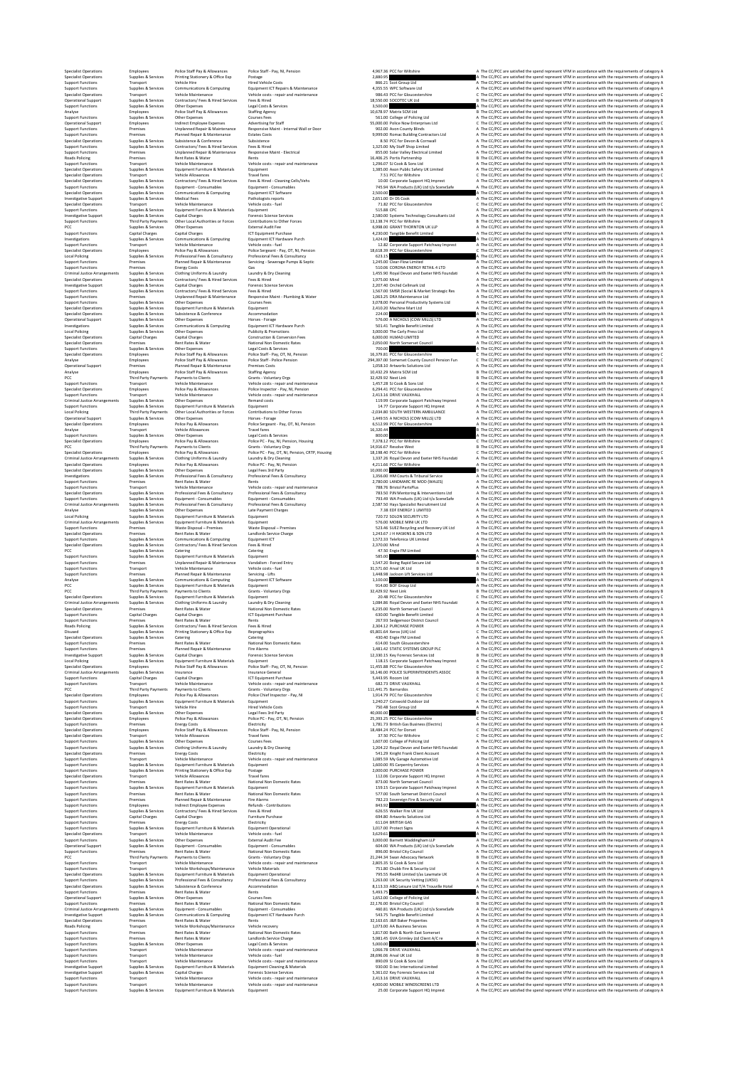| | | | | | | |
|---|---|---|---|---|---|---|
| Specialist Operations | Employees | Police Staff Pay & Allowances | Police Staff - Pay, NI, Pension | 4,967.36 | PCC for Wiltshire | A The CC/PCC are satisfied the spend represent VFM in accordance with the requirements of category A |
| Specialist Operations | Supplies & Services | Printing Stationery & Office Exp | Postage | 2,880.95 | | A The CC/PCC are satisfied the spend represent VFM in accordance with the requirements of category A |
| Support Functions | Transport | Vehicle Hire | Hired Vehicle Costs | 866.21 | Scot Group Ltd | A The CC/PCC are satisfied the spend represent VFM in accordance with the requirements of category A |
| Support Functions | Supplies & Services | Communications & Computing | Equipment ICT Repairs & Maintenance | 4,355.55 | WPC Software Ltd | A The CC/PCC are satisfied the spend represent VFM in accordance with the requirements of category A |
| Specialist Operations | Transport | Vehicle Maintenance | Vehicle costs - repair and maintenance | 988.43 | PCC for Gloucestershire | C The CC/PCC are satisfied the spend represent VFM in accordance with the requirements of category C |
| Operational Support | Supplies & Services | Contractors/ Fees & Hired Services | Fees & Hired | 18,550.00 | SOCOTEC UK Ltd | B The CC/PCC are satisfied the spend represent VFM in accordance with the requirements of category B |
| Support Functions | Supplies & Services | Other Expenses | Legal Costs & Services | 3,500.00 | | A The CC/PCC are satisfied the spend represent VFM in accordance with the requirements of category A |
| Analyse | Employees | Police Staff Pay & Allowances | Staffing Agency | 10,678.97 | Matrix SCM Ltd | B The CC/PCC are satisfied the spend represent VFM in accordance with the requirements of category B |
| Support Functions | Supplies & Services | Other Expenses | Courses Fees | 561.00 | College of Policing Ltd | A The CC/PCC are satisfied the spend represent VFM in accordance with the requirements of category A |
| Operational Support | Employees | Indirect Employee Expenses | Advertising for Staff | 55,000.00 | Police Now Enterprises Ltd | C The CC/PCC are satisfied the spend represent VFM in accordance with the requirements of category C |
| Support Functions | Premises | Unplanned Repair & Maintenance | Responsive Maint - Internal Wall or Door | 902.00 | Avon County Blinds | A The CC/PCC are satisfied the spend represent VFM in accordance with the requirements of category A |
| Support Functions | Premises | Planned Repair & Maintenance | Estates Costs | 9,999.00 | Romac Building Contractors Ltd | A The CC/PCC are satisfied the spend represent VFM in accordance with the requirements of category A |
| Specialist Operations | Supplies & Services | Subsistence & Conference | Subsistence | 8.50 | PCC for Devon & Cornwall | A The CC/PCC are satisfied the spend represent VFM in accordance with the requirements of category A |
| Support Functions | Supplies & Services | Contractors/ Fees & Hired Services | Fees & Hired | 1,325.00 | My Staff Shop Limited | A The CC/PCC are satisfied the spend represent VFM in accordance with the requirements of category A |
| Support Functions | Premises | Unplanned Repair & Maintenance | Responsive Maint - Electrical | 855.00 | Solar Valley Electrical Limited | A The CC/PCC are satisfied the spend represent VFM in accordance with the requirements of category A |
| Roads Policing | Premises | Rent Rates & Water | Rents | 16,406.25 | Portis Partnership | B The CC/PCC are satisfied the spend represent VFM in accordance with the requirements of category B |
| Support Functions | Transport | Vehicle Maintenance | Vehicle costs - repair and maintenance | 1,298.07 | SJ Cook & Sons Ltd | A The CC/PCC are satisfied the spend represent VFM in accordance with the requirements of category A |
| Specialist Operations | Supplies & Services | Equipment Furniture & Materials | Equipment | 1,385.00 | Avon Public Safety UK Limited | A The CC/PCC are satisfied the spend represent VFM in accordance with the requirements of category A |
| Specialist Operations | Transport | Vehicle Allowances | Travel fares | 7.51 | PCC for Wiltshire | C The CC/PCC are satisfied the spend represent VFM in accordance with the requirements of category C |
| Specialist Operations | Supplies & Services | Contractors/ Fees & Hired Services | Fees & Hired - Cleaning Cells/Vehs | 10.00 | Corporate Support HQ Imprest | A The CC/PCC are satisfied the spend represent VFM in accordance with the requirements of category A |
| Support Functions | Supplies & Services | Equipment - Consumables | Equipment - Consumables | 745.94 | WA Products (UK) Ltd t/a SceneSafe | A The CC/PCC are satisfied the spend represent VFM in accordance with the requirements of category A |
| Specialist Operations | Supplies & Services | Communications & Computing | Equipment ICT Software | 2,500.00 | | A The CC/PCC are satisfied the spend represent VFM in accordance with the requirements of category A |
| Investigative Support | Supplies & Services | Medical Fees | Pathologists reports | 2,653.00 | Dr DS Cook | A The CC/PCC are satisfied the spend represent VFM in accordance with the requirements of category A |
| Specialist Operations | Transport | Vehicle Maintenance | Vehicle costs - fuel | 71.82 | PCC for Gloucestershire | C The CC/PCC are satisfied the spend represent VFM in accordance with the requirements of category C |
| Support Functions | Supplies & Services | Equipment Furniture & Materials | Equipment | 515.88 | CPC | A The CC/PCC are satisfied the spend represent VFM in accordance with the requirements of category A |
| Investigative Support | Supplies & Services | Capital Charges | Forensic Science Services | 2,580.00 | Systems Technology Consultants Ltd | A The CC/PCC are satisfied the spend represent VFM in accordance with the requirements of category A |
| Support Functions | Third Party Payments | Other Local Authorities or Forces | Contributions to Other Forces | 13,138.74 | PCC for Wiltshire | B The CC/PCC are satisfied the spend represent VFM in accordance with the requirements of category B |
| PCC | Supplies & Services | Other Expenses | External Audit Fee | 6,998.00 | GRANT THORNTON UK LLP | A The CC/PCC are satisfied the spend represent VFM in accordance with the requirements of category A |
| Support Functions | Capital Charges | Capital Charges | ICT Equipment Purchase | 4,230.00 | Tangible Benefit Limited | A The CC/PCC are satisfied the spend represent VFM in accordance with the requirements of category A |
| Investigations | Supplies & Services | Communications & Computing | Equipment ICT Hardware Purch | 1,424.00 | | A The CC/PCC are satisfied the spend represent VFM in accordance with the requirements of category A |
| Support Functions | Transport | Vehicle Maintenance | Vehicle costs - fuel | 12.82 | Corporate Support Pathway Imprest | A The CC/PCC are satisfied the spend represent VFM in accordance with the requirements of category A |
| Specialist Operations | Employees | Police Pay & Allowances | Police Sergeant - Pay, OT, NI, Pension | 18,618.39 | PCC for Gloucestershire | C The CC/PCC are satisfied the spend represent VFM in accordance with the requirements of category C |
| Local Policing | Supplies & Services | Professional Fees & Consultancy | Professional Fees & Consultancy | 623.15 | | A The CC/PCC are satisfied the spend represent VFM in accordance with the requirements of category A |
| Support Functions | Premises | Planned Repair & Maintenance | Servicing - Sewerage Pumps & Septic | 1,245.00 | Clear-Flow Limited | A The CC/PCC are satisfied the spend represent VFM in accordance with the requirements of category A |
| Support Functions | Premises | Energy Costs | Gas | 510.06 | CORONA ENERGY RETAIL 4 LTD | A The CC/PCC are satisfied the spend represent VFM in accordance with the requirements of category A |
| Criminal Justice Arrangements | Supplies & Services | Clothing Uniforms & Laundry | Laundry & Dry Cleaning | 1,455.90 | Royal Devon and Exeter NHS Foundati | A The CC/PCC are satisfied the spend represent VFM in accordance with the requirements of category A |
| Specialist Operations | Supplies & Services | Contractors/ Fees & Hired Services | Fees & Hired | 1,975.00 | Mind | A The CC/PCC are satisfied the spend represent VFM in accordance with the requirements of category A |
| Investigative Support | Supplies & Services | Capital Charges | Forensic Science Services | 2,207.40 | Orchid Cellmark Ltd | A The CC/PCC are satisfied the spend represent VFM in accordance with the requirements of category A |
| Support Functions | Supplies & Services | Contractors/ Fees & Hired Services | Fees & Hired | 1,567.00 | SMSR (Social & Market Strategic Res | A The CC/PCC are satisfied the spend represent VFM in accordance with the requirements of category A |
| Support Functions | Premises | Unplanned Repair & Maintenance | Responsive Maint - Plumbing & Water | 1,063.25 | DRA Maintenance Ltd | A The CC/PCC are satisfied the spend represent VFM in accordance with the requirements of category A |
| Support Functions | Supplies & Services | Other Expenses | Courses Fees | 3,078.00 | Personal Productivity Systems Ltd | A The CC/PCC are satisfied the spend represent VFM in accordance with the requirements of category A |
| Specialist Operations | Supplies & Services | Equipment Furniture & Materials | Equipment | 2,410.20 | Machine Mart Ltd | A The CC/PCC are satisfied the spend represent VFM in accordance with the requirements of category A |
| Specialist Operations | Supplies & Services | Subsistence & Conference | Accommodation | 224.00 | | A The CC/PCC are satisfied the spend represent VFM in accordance with the requirements of category A |
| Operational Support | Supplies & Services | Other Expenses | Horses - Forage | 576.00 | A NICHOLS (COW MILLS) LTD | A The CC/PCC are satisfied the spend represent VFM in accordance with the requirements of category A |
| Investigations | Supplies & Services | Communications & Computing | Equipment ICT Hardware Purch | 501.41 | Tangible Benefit Limited | A The CC/PCC are satisfied the spend represent VFM in accordance with the requirements of category A |
| Local Policing | Supplies & Services | Other Expenses | Publicity & Promotions | 3,000.00 | The Carly Press Ltd | A The CC/PCC are satisfied the spend represent VFM in accordance with the requirements of category A |
| Specialist Operations | Capital Charges | Capital Charges | Construction & Conversion Fees | 6,000.00 | HLMAD LIMITED | A The CC/PCC are satisfied the spend represent VFM in accordance with the requirements of category A |
| Specialist Operations | Premises | Rent Rates & Water | National Non Domestic Rates | 2,050.00 | North Somerset Council | A The CC/PCC are satisfied the spend represent VFM in accordance with the requirements of category A |
| Support Functions | Supplies & Services | Other Expenses | Legal Costs & Services | 700.00 | | A The CC/PCC are satisfied the spend represent VFM in accordance with the requirements of category A |
| Specialist Operations | Employees | Police Staff Pay & Allowances | Police Staff - Pay, OT, NI, Pension | 16,379.81 | PCC for Gloucestershire | C The CC/PCC are satisfied the spend represent VFM in accordance with the requirements of category C |
| Analyse | Employees | Police Staff Pay & Allowances | Police Staff - Police Pension | 294,397.00 | Somerset County Council Pension Fun | C The CC/PCC are satisfied the spend represent VFM in accordance with the requirements of category C |
| Operational Support | Premises | Planned Repair & Maintenance | Premises Costs | 1,058.10 | Artworks Solutions Ltd | A The CC/PCC are satisfied the spend represent VFM in accordance with the requirements of category A |
| Analyse | Employees | Police Staff Pay & Allowances | Staffing Agency | 10,432.29 | Matrix SCM Ltd | B The CC/PCC are satisfied the spend represent VFM in accordance with the requirements of category B |
| PCC | Third Party Payments | Payments to Clients | Grants - Voluntary Orgs | 32,429.92 | Next Link | B The CC/PCC are satisfied the spend represent VFM in accordance with the requirements of category B |
| Support Functions | Transport | Vehicle Maintenance | Vehicle costs - repair and maintenance | 1,457.28 | SJ Cook & Sons Ltd | A The CC/PCC are satisfied the spend represent VFM in accordance with the requirements of category A |
| Specialist Operations | Employees | Police Pay & Allowances | Police Inspector - Pay, NI, Pension | 6,294.41 | PCC for Gloucestershire | C The CC/PCC are satisfied the spend represent VFM in accordance with the requirements of category C |
| Support Functions | Transport | Vehicle Maintenance | Vehicle costs - repair and maintenance | 2,413.16 | DRIVE VAUXHALL | A The CC/PCC are satisfied the spend represent VFM in accordance with the requirements of category A |
| Criminal Justice Arrangements | Supplies & Services | Other Expenses | Remand costs | 119.99 | Corporate Support Pathway Imprest | A The CC/PCC are satisfied the spend represent VFM in accordance with the requirements of category A |
| Support Functions | Supplies & Services | Equipment Furniture & Materials | Equipment | 14.77 | Corporate Support HQ Imprest | A The CC/PCC are satisfied the spend represent VFM in accordance with the requirements of category A |
| Local Policing | Third Party Payments | Other Local Authorities or Forces | Contributions to Other Forces | -2,034.80 | SOUTH WESTERN AMBULANCE | A The CC/PCC are satisfied the spend represent VFM in accordance with the requirements of category A |
| Operational Support | Supplies & Services | Other Expenses | Horses - Forage | 1,449.55 | A NICHOLS (COW MILLS) LTD | A The CC/PCC are satisfied the spend represent VFM in accordance with the requirements of category A |
| Specialist Operations | Employees | Police Pay & Allowances | Police Sergeant - Pay, OT, NI, Pension | 6,512.99 | PCC for Gloucestershire | C The CC/PCC are satisfied the spend represent VFM in accordance with the requirements of category C |
| Analyse | Transport | Vehicle Allowances | Travel fares | 16,320.44 | | B The CC/PCC are satisfied the spend represent VFM in accordance with the requirements of category B |
| Support Functions | Supplies & Services | Other Expenses | Legal Costs & Services | 800.00 | | A The CC/PCC are satisfied the spend represent VFM in accordance with the requirements of category A |
| Specialist Operations | Employees | Police Pay & Allowances | Police PC - Pay, NI, Pension, Housing | 7,378.12 | PCC for Wiltshire | C The CC/PCC are satisfied the spend represent VFM in accordance with the requirements of category C |
| PCC | Third Party Payments | Payments to Clients | Grants - Voluntary Orgs | 14,918.67 | Resolve West | B The CC/PCC are satisfied the spend represent VFM in accordance with the requirements of category B |
| Specialist Operations | Employees | Police Pay & Allowances | Police PC - Pay, OT, NI, Pension, CRTP, Housing | 18,188.40 | PCC for Wiltshire | C The CC/PCC are satisfied the spend represent VFM in accordance with the requirements of category C |
| Criminal Justice Arrangements | Supplies & Services | Clothing Uniforms & Laundry | Laundry & Dry Cleaning | 1,337.26 | Royal Devon and Exeter NHS Foundati | A The CC/PCC are satisfied the spend represent VFM in accordance with the requirements of category A |
| Specialist Operations | Employees | Police Pay & Allowances | Police PC - Pay, NI, Pension | 4,211.66 | PCC for Wiltshire | C The CC/PCC are satisfied the spend represent VFM in accordance with the requirements of category C |
| Specialist Operations | Supplies & Services | Other Expenses | Legal Fees 3rd Party | 10,000.00 | | B The CC/PCC are satisfied the spend represent VFM in accordance with the requirements of category B |
| Investigations | Supplies & Services | Professional Fees & Consultancy | Professional Fees & Consultancy | 1,350.00 | HM Courts & Tribunal Service | A The CC/PCC are satisfied the spend represent VFM in accordance with the requirements of category A |
| Support Functions | Premises | Rent Rates & Water | Rents | 2,780.00 | LANDMARC RE MOD (WALES) | A The CC/PCC are satisfied the spend represent VFM in accordance with the requirements of category A |
| Support Functions | Transport | Vehicle Maintenance | Vehicle costs - repair and maintenance | 786.76 | Bristol PartsPlus | A The CC/PCC are satisfied the spend represent VFM in accordance with the requirements of category A |
| Specialist Operations | Supplies & Services | Professional Fees & Consultancy | Professional Fees & Consultancy | 783.50 | PJN Mentoring & Interventions Ltd | A The CC/PCC are satisfied the spend represent VFM in accordance with the requirements of category A |
| Support Functions | Supplies & Services | Equipment - Consumables | Equipment - Consumables | 793.49 | WA Products (UK) Ltd t/a SceneSafe | A The CC/PCC are satisfied the spend represent VFM in accordance with the requirements of category A |
| Criminal Justice Arrangements | Supplies & Services | Professional Fees & Consultancy | Professional Fees & Consultancy | 2,587.50 | Hays Specialist Recruitment Ltd | A The CC/PCC are satisfied the spend represent VFM in accordance with the requirements of category A |
| Analyse | Supplies & Services | Other Expenses | Late Payment Charges | 7.38 | EDF ENERGY 1 LIMITED | A The CC/PCC are satisfied the spend represent VFM in accordance with the requirements of category A |
| Local Policing | Supplies & Services | Equipment Furniture & Materials | Equipment | 720.72 | SOLON SECURITY LTD | A The CC/PCC are satisfied the spend represent VFM in accordance with the requirements of category A |
| Criminal Justice Arrangements | Supplies & Services | Equipment Furniture & Materials | Equipment | 576.00 | MOBILE MINI UK LTD | A The CC/PCC are satisfied the spend represent VFM in accordance with the requirements of category A |
| Support Functions | Premises | Waste Disposal – Premises | Waste Disposal – Premises | 523.46 | SUEZ Recycling and Recovery UK Ltd | A The CC/PCC are satisfied the spend represent VFM in accordance with the requirements of category A |
| Specialist Operations | Premises | Rent Rates & Water | Landlords Service Charge | 1,243.67 | J H HASKINS & SON LTD | A The CC/PCC are satisfied the spend represent VFM in accordance with the requirements of category A |
| Support Functions | Supplies & Services | Communications & Computing | Equipment ICT | 1,572.33 | Telefonica UK Limited | A The CC/PCC are satisfied the spend represent VFM in accordance with the requirements of category A |
| Specialist Operations | Supplies & Services | Contractors/ Fees & Hired Services | Fees & Hired | 2,370.00 | Mind | A The CC/PCC are satisfied the spend represent VFM in accordance with the requirements of category A |
| PCC | Supplies & Services | Catering | Catering | 47.50 | Engie FM Limited | A The CC/PCC are satisfied the spend represent VFM in accordance with the requirements of category A |
| Support Functions | Supplies & Services | Equipment Furniture & Materials | Equipment | 585.00 | | A The CC/PCC are satisfied the spend represent VFM in accordance with the requirements of category A |
| Support Functions | Premises | Unplanned Repair & Maintenance | Vandalism - Forced Entry | 1,547.20 | Boing Rapid Secure Ltd | A The CC/PCC are satisfied the spend represent VFM in accordance with the requirements of category A |
| Support Functions | Transport | Vehicle Maintenance | Vehicle costs - fuel | 31,571.60 | Arval UK Ltd | B The CC/PCC are satisfied the spend represent VFM in accordance with the requirements of category B |
| Support Functions | Premises | Planned Repair & Maintenance | Servicing - Lifts | 1,448.08 | Jackson Lift Services Ltd | A The CC/PCC are satisfied the spend represent VFM in accordance with the requirements of category A |
| Analyse | Supplies & Services | Communications & Computing | Equipment ICT Software | 1,100.00 | | A The CC/PCC are satisfied the spend represent VFM in accordance with the requirements of category A |
| PCC | Supplies & Services | Equipment Furniture & Materials | Equipment | 914.00 | BOF Group Ltd | A The CC/PCC are satisfied the spend represent VFM in accordance with the requirements of category A |
| PCC | Third Party Payments | Payments to Clients | Grants - Voluntary Orgs | 32,429.92 | Next Link | B The CC/PCC are satisfied the spend represent VFM in accordance with the requirements of category B |
| Specialist Operations | Supplies & Services | Equipment Furniture & Materials | Equipment | 20.48 | PCC for Gloucestershire | C The CC/PCC are satisfied the spend represent VFM in accordance with the requirements of category C |
| Criminal Justice Arrangements | Supplies & Services | Clothing Uniforms & Laundry | Laundry & Dry Cleaning | 1,084.86 | Royal Devon and Exeter NHS Foundati | A The CC/PCC are satisfied the spend represent VFM in accordance with the requirements of category A |
| Specialist Operations | Premises | Rent Rates & Water | National Non Domestic Rates | 6,235.00 | North Somerset Council | A The CC/PCC are satisfied the spend represent VFM in accordance with the requirements of category A |
| Support Functions | Capital Charges | Capital Charges | ICT Equipment Purchase | 630.00 | Tangible Benefit Limited | A The CC/PCC are satisfied the spend represent VFM in accordance with the requirements of category A |
| Support Functions | Premises | Rent Rates & Water | Rents | 267.93 | Sedgemoor District Council | A The CC/PCC are satisfied the spend represent VFM in accordance with the requirements of category A |
| Roads Policing | Supplies & Services | Contractors/ Fees & Hired Services | Fees & Hired | 2,304.12 | PURCHASE POWER | A The CC/PCC are satisfied the spend represent VFM in accordance with the requirements of category A |
| Disused | Supplies & Services | Printing Stationery & Office Exp | Reprographics | 65,801.64 | Xerox (UK) Ltd | C The CC/PCC are satisfied the spend represent VFM in accordance with the requirements of category C |
| Specialist Operations | Supplies & Services | Catering | Catering | 430.40 | Engie FM Limited | A The CC/PCC are satisfied the spend represent VFM in accordance with the requirements of category A |
| Support Functions | Premises | Rent Rates & Water | National Non Domestic Rates | 614.00 | South Gloucestershire | A The CC/PCC are satisfied the spend represent VFM in accordance with the requirements of category A |
| Support Functions | Premises | Planned Repair & Maintenance | Fire Alarms | 1,481.42 | STATIC SYSTEMS GROUP PLC | A The CC/PCC are satisfied the spend represent VFM in accordance with the requirements of category A |
| Investigative Support | Supplies & Services | Capital Charges | Forensic Science Services | 12,330.12 | Key Forensic Services Ltd | B The CC/PCC are satisfied the spend represent VFM in accordance with the requirements of category B |
| Local Policing | Supplies & Services | Equipment Furniture & Materials | Equipment | 118.15 | Corporate Support Pathway Imprest | A The CC/PCC are satisfied the spend represent VFM in accordance with the requirements of category A |
| Specialist Operations | Employees | Police Staff Pay & Allowances | Police Staff - Pay, OT, NI, Pension | 11,455.88 | PCC for Gloucestershire | C The CC/PCC are satisfied the spend represent VFM in accordance with the requirements of category C |
| Criminal Justice Arrangements | Supplies & Services | Insurance | Insurance General | 16,146.00 | POLICE SUPERINTENDENTS ASSOC | B The CC/PCC are satisfied the spend represent VFM in accordance with the requirements of category B |
| Support Functions | Capital Charges | Capital Charges | ICT Equipment Purchase | 5,443.95 | Rocom Ltd | A The CC/PCC are satisfied the spend represent VFM in accordance with the requirements of category A |
| Support Functions | Transport | Vehicle Maintenance | Vehicle costs - repair and maintenance | 682.73 | DRIVE VAUXHALL | A The CC/PCC are satisfied the spend represent VFM in accordance with the requirements of category A |
| PCC | Third Party Payments | Payments to Clients | Grants - Voluntary Orgs | 111,461.75 | Barnardos | C The CC/PCC are satisfied the spend represent VFM in accordance with the requirements of category C |
| Specialist Operations | Employees | Police Pay & Allowances | Police Chief Inspector - Pay, NI | 1,914.79 | PCC for Gloucestershire | C The CC/PCC are satisfied the spend represent VFM in accordance with the requirements of category C |
| Support Functions | Supplies & Services | Equipment Furniture & Materials | Equipment | 1,240.27 | Cotswold Outdoor Ltd | A The CC/PCC are satisfied the spend represent VFM in accordance with the requirements of category A |
| Support Functions | Transport | Vehicle Hire | Hired Vehicle Costs | 750.48 | Scot Group Ltd | A The CC/PCC are satisfied the spend represent VFM in accordance with the requirements of category A |
| Specialist Operations | Supplies & Services | Other Expenses | Legal Fees 3rd Party | 40,000.00 | | B The CC/PCC are satisfied the spend represent VFM in accordance with the requirements of category B |
| Specialist Operations | Employees | Police Pay & Allowances | Police PC - Pay, OT, NI, Pension | 25,393.25 | PCC for Gloucestershire | C The CC/PCC are satisfied the spend represent VFM in accordance with the requirements of category C |
| Support Functions | Premises | Energy Costs | Electricity | 1,781.73 | British Gas Business (Electric) | A The CC/PCC are satisfied the spend represent VFM in accordance with the requirements of category A |
| Specialist Operations | Employees | Police Staff Pay & Allowances | Police Staff - Pay, NI, Pension | 18,484.24 | PCC for Dorset | C The CC/PCC are satisfied the spend represent VFM in accordance with the requirements of category C |
| Specialist Operations | Transport | Vehicle Allowances | Travel fares | 37.50 | PCC for Wiltshire | C The CC/PCC are satisfied the spend represent VFM in accordance with the requirements of category C |
| Support Functions | Supplies & Services | Other Expenses | Courses Fees | 1,607.00 | College of Policing Ltd | A The CC/PCC are satisfied the spend represent VFM in accordance with the requirements of category A |
| Support Functions | Supplies & Services | Clothing Uniforms & Laundry | Laundry & Dry Cleaning | 1,204.22 | Royal Devon and Exeter NHS Foundati | A The CC/PCC are satisfied the spend represent VFM in accordance with the requirements of category A |
| Specialist Operations | Premises | Energy Costs | Electricity | 541.29 | Knight Frank Client Account | A The CC/PCC are satisfied the spend represent VFM in accordance with the requirements of category A |
| Support Functions | Transport | Vehicle Maintenance | Vehicle costs - repair and maintenance | 1,085.59 | My Garage Automotive Ltd | A The CC/PCC are satisfied the spend represent VFM in accordance with the requirements of category A |
| Support Functions | Supplies & Services | Equipment Furniture & Materials | Equipment | 1,600.00 | BS Carpentry Services | A The CC/PCC are satisfied the spend represent VFM in accordance with the requirements of category A |
| Support Functions | Supplies & Services | Printing Stationery & Office Exp | Postage | 2,000.00 | PURCHASE POWER | A The CC/PCC are satisfied the spend represent VFM in accordance with the requirements of category A |
| Specialist Operations | Transport | Vehicle Allowances | Travel fares | 112.06 | Corporate Support HQ Imprest | A The CC/PCC are satisfied the spend represent VFM in accordance with the requirements of category A |
| Support Functions | Premises | Rent Rates & Water | National Non Domestic Rates | 873.00 | North Somerset Council | A The CC/PCC are satisfied the spend represent VFM in accordance with the requirements of category A |
| Support Functions | Supplies & Services | Equipment Furniture & Materials | Equipment | 159.15 | Corporate Support Pathway Imprest | A The CC/PCC are satisfied the spend represent VFM in accordance with the requirements of category A |
| Support Functions | Premises | Rent Rates & Water | National Non Domestic Rates | 577.00 | South Somerset District Council | A The CC/PCC are satisfied the spend represent VFM in accordance with the requirements of category A |
| Support Functions | Premises | Planned Repair & Maintenance | Fire Alarms | 782.23 | Sovereign Fire & Security Ltd | A The CC/PCC are satisfied the spend represent VFM in accordance with the requirements of category A |
| Support Functions | Employees | Indirect Employee Expenses | Refunds - Contributions | 843.18 | | A The CC/PCC are satisfied the spend represent VFM in accordance with the requirements of category A |
| Support Functions | Supplies & Services | Contractors/ Fees & Hired Services | Fees & Hired | 626.55 | Walker Fire UK Ltd | A The CC/PCC are satisfied the spend represent VFM in accordance with the requirements of category A |
| Support Functions | Capital Charges | Capital Charges | Furniture Purchase | 694.80 | Artworks Solutions Ltd | A The CC/PCC are satisfied the spend represent VFM in accordance with the requirements of category A |
| Support Functions | Premises | Energy Costs | Electricity | 611.05 | BRITISH GAS | A The CC/PCC are satisfied the spend represent VFM in accordance with the requirements of category A |
| Support Functions | Supplies & Services | Equipment Furniture & Materials | Equipment Operational | 1,017.00 | Protect Signs | A The CC/PCC are satisfied the spend represent VFM in accordance with the requirements of category A |
| Specialist Operations | Transport | Vehicle Maintenance | Vehicle costs - fuel | 3,629.61 | | A The CC/PCC are satisfied the spend represent VFM in accordance with the requirements of category A |
| Support Functions | Supplies & Services | Other Expenses | External Audit Fee | 3,000.00 | Barnett Waddingham LLP | A The CC/PCC are satisfied the spend represent VFM in accordance with the requirements of category A |
| Operational Support | Supplies & Services | Equipment - Consumables | Equipment - Consumables | 604.00 | WA Products (UK) Ltd t/a SceneSafe | A The CC/PCC are satisfied the spend represent VFM in accordance with the requirements of category A |
| Support Functions | Premises | Rent Rates & Water | National Non Domestic Rates | 896.00 | Bristol City Council | A The CC/PCC are satisfied the spend represent VFM in accordance with the requirements of category A |
| PCC | Third Party Payments | Payments to Clients | Grants - Voluntary Orgs | 21,244.34 | Swan Advocacy Network | B The CC/PCC are satisfied the spend represent VFM in accordance with the requirements of category B |
| Support Functions | Transport | Vehicle Maintenance | Vehicle costs - repair and maintenance | 2,805.35 | SJ Cook & Sons Ltd | A The CC/PCC are satisfied the spend represent VFM in accordance with the requirements of category A |
| Support Functions | Transport | Vehicle Workshops/Maintenance | Vehicle Materials | 751.80 | Chubb Fire & Security Ltd | A The CC/PCC are satisfied the spend represent VFM in accordance with the requirements of category A |
| Specialist Operations | Supplies & Services | Equipment Furniture & Materials | Equipment Operational | 795.55 | Red4B Limited t/as Lawmate UK | A The CC/PCC are satisfied the spend represent VFM in accordance with the requirements of category A |
| Support Functions | Supplies & Services | Professional Fees & Consultancy | Professional Fees & Consultancy | 1,263.00 | UK Security Vetting (UKSV) | A The CC/PCC are satisfied the spend represent VFM in accordance with the requirements of category A |
| Specialist Operations | Supplies & Services | Subsistence & Conference | Accommodation | 8,113.33 | ABQ Leisure Ltd T/A Trouville Hotel | A The CC/PCC are satisfied the spend represent VFM in accordance with the requirements of category A |
| Support Functions | Premises | Rent Rates & Water | Rents | 5,493.75 | | A The CC/PCC are satisfied the spend represent VFM in accordance with the requirements of category A |
| Operational Support | Supplies & Services | Other Expenses | Courses Fees | 1,652.00 | College of Policing Ltd | A The CC/PCC are satisfied the spend represent VFM in accordance with the requirements of category A |
| Support Functions | Premises | Rent Rates & Water | National Non Domestic Rates | 22,176.00 | Bristol City Council | B The CC/PCC are satisfied the spend represent VFM in accordance with the requirements of category B |
| Criminal Justice Arrangements | Supplies & Services | Equipment - Consumables | Equipment - Consumables | 460.81 | WA Products (UK) Ltd t/a SceneSafe | A The CC/PCC are satisfied the spend represent VFM in accordance with the requirements of category A |
| Investigative Support | Supplies & Services | Communications & Computing | Equipment ICT Hardware Purch | 543.75 | Tangible Benefit Limited | A The CC/PCC are satisfied the spend represent VFM in accordance with the requirements of category A |
| Specialist Operations | Premises | Rent Rates & Water | Rents | 32,163.65 | J&R Baker Properties | B The CC/PCC are satisfied the spend represent VFM in accordance with the requirements of category B |
| Roads Policing | Transport | Vehicle Workshops/Maintenance | Vehicle recovery | 1,073.00 | AA Business Services | A The CC/PCC are satisfied the spend represent VFM in accordance with the requirements of category A |
| Support Functions | Premises | Rent Rates & Water | National Non Domestic Rates | 1,817.00 | Bath & North East Somerset | A The CC/PCC are satisfied the spend represent VFM in accordance with the requirements of category A |
| Support Functions | Premises | Rent Rates & Water | Landlords Service Charge | 5,981.45 | GVA Grimley Ltd Client A/C re | A The CC/PCC are satisfied the spend represent VFM in accordance with the requirements of category A |
| Support Functions | Supplies & Services | Other Expenses | Legal Costs & Services | 5,000.00 | | A The CC/PCC are satisfied the spend represent VFM in accordance with the requirements of category A |
| Support Functions | Transport | Vehicle Maintenance | Vehicle costs - repair and maintenance | 1,066.78 | DRIVE VAUXHALL | A The CC/PCC are satisfied the spend represent VFM in accordance with the requirements of category A |
| Support Functions | Transport | Vehicle Maintenance | Vehicle costs - fuel | 28,696.06 | Arval UK Ltd | B The CC/PCC are satisfied the spend represent VFM in accordance with the requirements of category B |
| Support Functions | Transport | Vehicle Maintenance | Vehicle costs - repair and maintenance | 890.09 | SJ Cook & Sons Ltd | A The CC/PCC are satisfied the spend represent VFM in accordance with the requirements of category A |
| Investigative Support | Supplies & Services | Equipment Furniture & Materials | Equipment Cleaning & Materials | 930.00 | D.tec International Limited | A The CC/PCC are satisfied the spend represent VFM in accordance with the requirements of category A |
| Investigative Support | Supplies & Services | Capital Charges | Forensic Science Services | 5,363.02 | Key Forensic Services Ltd | A The CC/PCC are satisfied the spend represent VFM in accordance with the requirements of category A |
| Support Functions | Transport | Vehicle Maintenance | Vehicle costs - repair and maintenance | 2,413.16 | DRIVE VAUXHALL | A The CC/PCC are satisfied the spend represent VFM in accordance with the requirements of category A |
| Support Functions | Transport | Vehicle Maintenance | Vehicle costs - repair and maintenance | 4,000.00 | MOBILE WINDSCREENS LTD | A The CC/PCC are satisfied the spend represent VFM in accordance with the requirements of category A |
| Support Functions | Supplies & Services | Equipment Furniture & Materials | Equipment | 25.00 | Corporate Support HQ Imprest | A The CC/PCC are satisfied the spend represent VFM in accordance with the requirements of category A |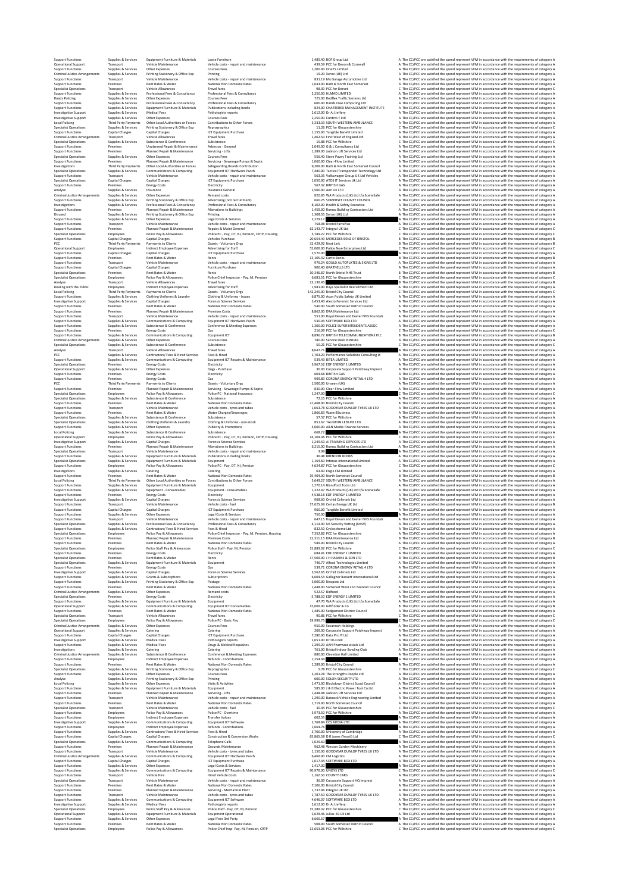| | | | | | | |
|---|---|---|---|---|---|---|
| Support Functions | Supplies & Services | Equipment Furniture & Materials | Loose Furniture | 1,485.40 | BOF Group Ltd | A The CC/PCC are satisfied the spend represent VFM in accordance with the requirements of category A |
| Operational Support | Transport | Vehicle Maintenance | Vehicle costs ‐ repair and maintenance | 439.59 | PCC for Devon & Cornwall | A The CC/PCC are satisfied the spend represent VFM in accordance with the requirements of category A |
| Support Functions | Supplies & Services | Other Expenses | Courses Fees | 1,200.00 | One25 Limited | A The CC/PCC are satisfied the spend represent VFM in accordance with the requirements of category A |
| Criminal Justice Arrangements | Supplies & Services | Printing Stationery & Office Exp | Printing | 19.20 | Xerox (UK) Ltd | A The CC/PCC are satisfied the spend represent VFM in accordance with the requirements of category A |
| Support Functions | Transport | Vehicle Maintenance | Vehicle costs ‐ repair and maintenance | 831.19 | My Garage Automotive Ltd | A The CC/PCC are satisfied the spend represent VFM in accordance with the requirements of category A |
| Support Functions | Premises | Rent Rates & Water | National Non Domestic Rates | 1,043.00 | Bath & North East Somerset | A The CC/PCC are satisfied the spend represent VFM in accordance with the requirements of category A |
| Specialist Operations | Transport | Vehicle Allowances | Travel fares | 98.00 | PCC for Dorset | C The CC/PCC are satisfied the spend represent VFM in accordance with the requirements of category C |
| Support Functions | Supplies & Services | Professional Fees & Consultancy | Professional Fees & Consultancy | 2,250.00 | HLMAD LIMITED | A The CC/PCC are satisfied the spend represent VFM in accordance with the requirements of category A |
| Roads Policing | Supplies & Services | Other Expenses | Courses Fees | 725.00 | Redflex Traffic Systems Ltd | A The CC/PCC are satisfied the spend represent VFM in accordance with the requirements of category A |
| Support Functions | Supplies & Services | Professional Fees & Consultancy | Professional Fees & Consultancy | 600.00 | Hands Free Computing Ltd | A The CC/PCC are satisfied the spend represent VFM in accordance with the requirements of category A |
| Support Functions | Supplies & Services | Equipment Furniture & Materials | Publications including books | 824.00 | CHARTERED MANAGEMENT INSTITUTE | A The CC/PCC are satisfied the spend represent VFM in accordance with the requirements of category A |
| Investigative Support | Supplies & Services | Medical Fees | Pathologists reports | 2,612.00 | Dr A J Jeffery | A The CC/PCC are satisfied the spend represent VFM in accordance with the requirements of category A |
| Investigative Support | Supplies & Services | Other Expenses | Courses Fees | 2,250.00 | Control‐F Ltd | A The CC/PCC are satisfied the spend represent VFM in accordance with the requirements of category A |
| Local Policing | Third Party Payments | Other Local Authorities or Forces | Contributions to Other Forces | 3,333.33 | SOUTH WESTERN AMBULANCE | A The CC/PCC are satisfied the spend represent VFM in accordance with the requirements of category A |
| Specialist Operations | Supplies & Services | Printing Stationery & Office Exp | Reprographics | 11.26 | PCC for Gloucestershire | C The CC/PCC are satisfied the spend represent VFM in accordance with the requirements of category C |
| Support Functions | Capital Charges | Capital Charges | ICT Equipment Purchase | 1,155.00 | Tangible Benefit Limited | A The CC/PCC are satisfied the spend represent VFM in accordance with the requirements of category A |
| Criminal Justice Arrangements | Transport | Vehicle Allowances | Travel fares | 1,462.50 | First West of England Ltd | A The CC/PCC are satisfied the spend represent VFM in accordance with the requirements of category A |
| Specialist Operations | Supplies & Services | Subsistence & Conference | Subsistence | 15.88 | PCC for Wiltshire | C The CC/PCC are satisfied the spend represent VFM in accordance with the requirements of category C |
| Support Functions | Premises | Unplanned Repair & Maintenance | Asbestos ‐ General | 2,045.00 | G & L Consultancy Ltd | A The CC/PCC are satisfied the spend represent VFM in accordance with the requirements of category A |
| Support Functions | Premises | Planned Repair & Maintenance | Servicing ‐ Lifts | 1,389.00 | Jackson Lift Services Ltd | A The CC/PCC are satisfied the spend represent VFM in accordance with the requirements of category A |
| Specialist Operations | Supplies & Services | Other Expenses | Courses Fees | 556.40 | Steve Pavey Training Ltd | A The CC/PCC are satisfied the spend represent VFM in accordance with the requirements of category A |
| Support Functions | Premises | Planned Repair & Maintenance | Servicing ‐ Sewerage Pumps & Septic | 1,060.00 | Clear‐Flow Limited | A The CC/PCC are satisfied the spend represent VFM in accordance with the requirements of category A |
| Investigations | Third Party Payments | Other Local Authorities or Forces | Safeguarding Boards Contribution | 9,200.00 | Bath & North East Somerset Council | A The CC/PCC are satisfied the spend represent VFM in accordance with the requirements of category A |
| Specialist Operations | Supplies & Services | Communications & Computing | Equipment ICT Hardware Purch | 7,480.00 | Tactical Transponder Technology Ltd | A The CC/PCC are satisfied the spend represent VFM in accordance with the requirements of category A |
| Support Functions | Transport | Vehicle Maintenance | Vehicle costs ‐ repair and maintenance | 563.35 | Volkswagen Group UK Ltd Vehicles | A The CC/PCC are satisfied the spend represent VFM in accordance with the requirements of category A |
| Specialist Operations | Capital Charges | Capital Charges | ICT Equipment Purchase | 1,050.00 | ATOS IT Services Uk Ltd | A The CC/PCC are satisfied the spend represent VFM in accordance with the requirements of category A |
| Support Functions | Premises | Energy Costs | Electricity | 567.32 | BRITISH GAS | A The CC/PCC are satisfied the spend represent VFM in accordance with the requirements of category A |
| Analyse | Supplies & Services | Insurance | Insurance General | 2,500.00 | Aon UK LTD | A The CC/PCC are satisfied the spend represent VFM in accordance with the requirements of category A |
| Criminal Justice Arrangements | Supplies & Services | Other Expenses | Remand costs | 820.85 | WA Products (UK) Ltd t/a SceneSafe | A The CC/PCC are satisfied the spend represent VFM in accordance with the requirements of category A |
| Support Functions | Supplies & Services | Printing Stationery & Office Exp | Advertising (not recruitment) | 660.25 | SOMERSET COUNTY COUNCIL | A The CC/PCC are satisfied the spend represent VFM in accordance with the requirements of category A |
| Investigations | Supplies & Services | Professional Fees & Consultancy | Professional Fees & Consultancy | 8,102.00 | Health & Safety Executive | A The CC/PCC are satisfied the spend represent VFM in accordance with the requirements of category A |
| Support Functions | Premises | Planned Repair & Maintenance | Alterations to Buildings | 1,450.00 | Romac Building Contractors Ltd | A The CC/PCC are satisfied the spend represent VFM in accordance with the requirements of category A |
| Disused | Supplies & Services | Printing Stationery & Office Exp | Printing | 1,308.55 | Xerox (UK) Ltd | A The CC/PCC are satisfied the spend represent VFM in accordance with the requirements of category A |
| Support Functions | Supplies & Services | Other Expenses | Legal Costs & Services | 2,229.17 | | A The CC/PCC are satisfied the spend represent VFM in accordance with the requirements of category A |
| Support Functions | Transport | Vehicle Maintenance | Vehicle costs ‐ repair and maintenance | 758.98 | Bristol PartsPlus | A The CC/PCC are satisfied the spend represent VFM in accordance with the requirements of category A |
| Support Functions | Premises | Planned Repair & Maintenance | Repairs & Maint General | 62,143.77 | Integral UK Ltd | C The CC/PCC are satisfied the spend represent VFM in accordance with the requirements of category C |
| Specialist Operations | Employees | Police Pay & Allowances | Police PC ‐ Pay, OT, NI, Pension, CRTP, Housing | 5,789.27 | PCC for Wiltshire | C The CC/PCC are satisfied the spend represent VFM in accordance with the requirements of category C |
| Support Functions | Capital Charges | Capital Charges | Vehicles Purchase | 20,654.49 | MERCEDES BENZ OF BRISTOL | B The CC/PCC are satisfied the spend represent VFM in accordance with the requirements of category B |
| PCC | Third Party Payments | Payments to Clients | Grants ‐ Voluntary Orgs | 32,429.92 | Next Link | B The CC/PCC are satisfied the spend represent VFM in accordance with the requirements of category B |
| Operational Support | Employees | Indirect Employee Expenses | Advertising for Staff | 55,000.00 | Police Now Enterprises Ltd | C The CC/PCC are satisfied the spend represent VFM in accordance with the requirements of category C |
| Support Functions | Capital Charges | Capital Charges | ICT Equipment Purchase | 2,570.00 | | A The CC/PCC are satisfied the spend represent VFM in accordance with the requirements of category A |
| Support Functions | Premises | Rent Rates & Water | Rents | 13,105.42 | Curtis Banks | B The CC/PCC are satisfied the spend represent VFM in accordance with the requirements of category B |
| Support Functions | Transport | Vehicle Maintenance | Vehicle costs ‐ repair and maintenance | 976.24 | GOULD AUTOPLATES & SIGNS LTD | A The CC/PCC are satisfied the spend represent VFM in accordance with the requirements of category A |
| Support Functions | Capital Charges | Capital Charges | Furniture Purchase | 900.40 | GRATNELLS LTD | A The CC/PCC are satisfied the spend represent VFM in accordance with the requirements of category A |
| Specialist Operations | Premises | Rent Rates & Water | Rents | 10,346.87 | North Bristol NHS Trust | B The CC/PCC are satisfied the spend represent VFM in accordance with the requirements of category B |
| Specialist Operations | Employees | Police Pay & Allowances | Police Chief Inspector ‐ Pay, NI, Pension | 6,681.51 | PCC for Gloucestershire | C The CC/PCC are satisfied the spend represent VFM in accordance with the requirements of category C |
| Analyse | Transport | Vehicle Allowances | Travel fares | 13,130.49 | | B The CC/PCC are satisfied the spend represent VFM in accordance with the requirements of category B |
| Dealing with the Public | Employees | Indirect Employee Expenses | Advertising for Staff | 1,981.00 | Hays Specialist Recruitment Ltd | A The CC/PCC are satisfied the spend represent VFM in accordance with the requirements of category A |
| Local Policing | Third Party Payments | Payments to Clients | Grants ‐ Voluntary Orgs | 142,245.00 | Bristol City Council | C The CC/PCC are satisfied the spend represent VFM in accordance with the requirements of category C |
| Support Functions | Supplies & Services | Clothing Uniforms & Laundry | Clothing & Uniforms ‐ Issues | 6,875.00 | Axon Public Safety UK Limited | A The CC/PCC are satisfied the spend represent VFM in accordance with the requirements of category A |
| Investigative Support | Supplies & Services | Capital Charges | Forensic Science Services | 2,453.40 | Alecto Forensic Services Ltd | A The CC/PCC are satisfied the spend represent VFM in accordance with the requirements of category A |
| Support Functions | Premises | Rent Rates & Water | National Non Domestic Rates | 540.00 | South Somerset District Council | A The CC/PCC are satisfied the spend represent VFM in accordance with the requirements of category A |
| Support Functions | Premises | Planned Repair & Maintenance | Premises Costs | 8,862.00 | DRA Maintenance Ltd | A The CC/PCC are satisfied the spend represent VFM in accordance with the requirements of category A |
| Support Functions | Transport | Vehicle Maintenance | Vehicle costs ‐ repair and maintenance | 551.00 | Royal Devon and Exeter NHS Foundati | A The CC/PCC are satisfied the spend represent VFM in accordance with the requirements of category A |
| Support Functions | Supplies & Services | Communications & Computing | Equipment ICT Hardware Purch | 530.04 | SOFTWARE BOX LTD | A The CC/PCC are satisfied the spend represent VFM in accordance with the requirements of category A |
| Support Functions | Supplies & Services | Subsistence & Conference | Conference & Meeting Expenses | 1,300.00 | POLICE SUPERINTENDENTS ASSOC | A The CC/PCC are satisfied the spend represent VFM in accordance with the requirements of category A |
| Support Functions | Premises | Energy Costs | Gas | 216.09 | PCC for Gloucestershire | C The CC/PCC are satisfied the spend represent VFM in accordance with the requirements of category C |
| Support Functions | Supplies & Services | Communications & Computing | Equipment ICT | 8,896.72 | BRITISH TELECOMMUNICATIONS PLC | B The CC/PCC are satisfied the spend represent VFM in accordance with the requirements of category B |
| Criminal Justice Arrangements | Supplies & Services | Other Expenses | Courses Fees | 780.00 | Service Desk Institute | A The CC/PCC are satisfied the spend represent VFM in accordance with the requirements of category A |
| Specialist Operations | Supplies & Services | Subsistence & Conference | Subsistence | 50.21 | PCC for Gloucestershire | C The CC/PCC are satisfied the spend represent VFM in accordance with the requirements of category C |
| Analyse | Transport | Vehicle Allowances | Travel fares | 8,047.71 | | A The CC/PCC are satisfied the spend represent VFM in accordance with the requirements of category A |
| PCC | Supplies & Services | Contractors/ Fees & Hired Services | Fees & Hired | 1,703.20 | Performance Solutions Consulting Lt | A The CC/PCC are satisfied the spend represent VFM in accordance with the requirements of category A |
| Support Functions | Supplies & Services | Communications & Computing | Equipment ICT Repairs & Maintenance | 539.43 | BITEA LIMITED | A The CC/PCC are satisfied the spend represent VFM in accordance with the requirements of category A |
| Specialist Operations | Premises | Energy Costs | Electricity | 3,967.52 | EDF ENERGY 1 LIMITED | A The CC/PCC are satisfied the spend represent VFM in accordance with the requirements of category A |
| Operational Support | Supplies & Services | Other Expenses | Dogs ‐ Purchase | 30.00 | Corporate Support Pathway Imprest | A The CC/PCC are satisfied the spend represent VFM in accordance with the requirements of category A |
| Support Functions | Premises | Energy Costs | Electricity | 604.68 | BRITISH GAS | A The CC/PCC are satisfied the spend represent VFM in accordance with the requirements of category A |
| Support Functions | Premises | Energy Costs | Gas | 999.89 | CORONA ENERGY RETAIL 4 LTD | A The CC/PCC are satisfied the spend represent VFM in accordance with the requirements of category A |
| PCC | Third Party Payments | Payments to Clients | Grants ‐ Voluntary Orgs | 1,500.00 | Unseen (UK) | A The CC/PCC are satisfied the spend represent VFM in accordance with the requirements of category A |
| Support Functions | Premises | Planned Repair & Maintenance | Servicing ‐ Sewerage Pumps & Septic | 830.00 | Clear‐Flow Limited | A The CC/PCC are satisfied the spend represent VFM in accordance with the requirements of category A |
| Specialist Operations | Employees | Police Pay & Allowances | Police PC ‐ National Insurance | 1,247.00 | | C The CC/PCC are satisfied the spend represent VFM in accordance with the requirements of category C |
| Specialist Operations | Supplies & Services | Subsistence & Conference | Subsistence | 72.15 | PCC for Wiltshire | A The CC/PCC are satisfied the spend represent VFM in accordance with the requirements of category A |
| Support Functions | Premises | Rent Rates & Water | National Non Domestic Rates | 27,468.00 | Bristol City Council | B The CC/PCC are satisfied the spend represent VFM in accordance with the requirements of category B |
| Support Functions | Transport | Vehicle Maintenance | Vehicle costs ‐ tyres and tubes | 1,003.78 | GOODYEAR DUNLOP TYRES UK LTD | A The CC/PCC are satisfied the spend represent VFM in accordance with the requirements of category A |
| Support Functions | Premises | Rent Rates & Water | Water Charges/Sewerages | 1,866.83 | Water2Business | A The CC/PCC are satisfied the spend represent VFM in accordance with the requirements of category A |
| Specialist Operations | Supplies & Services | Subsistence & Conference | Subsistence | 57.57 | PCC for Wiltshire | A The CC/PCC are satisfied the spend represent VFM in accordance with the requirements of category A |
| Specialist Operations | Supplies & Services | Clothing Uniforms & Laundry | Clothing & Uniforms ‐ non‐stock | 851.67 | MORTON LEISURE LTD | A The CC/PCC are satisfied the spend represent VFM in accordance with the requirements of category A |
| Support Functions | Supplies & Services | Other Expenses | Publicity & Promotions | 4,000.00 | A&N Media Finance Services | A The CC/PCC are satisfied the spend represent VFM in accordance with the requirements of category A |
| Local Policing | Supplies & Services | Subsistence & Conference | Subsistence | 668.23 | | A The CC/PCC are satisfied the spend represent VFM in accordance with the requirements of category A |
| Operational Support | Employees | Police Pay & Allowances | Police PC ‐ Pay, OT, NI, Pension, CRTP, Housing | 14,104.36 | PCC for Wiltshire | C The CC/PCC are satisfied the spend represent VFM in accordance with the requirements of category C |
| Investigative Support | Supplies & Services | Capital Charges | Forensic Science Services | 1,249.50 | AI TRAINING SERVICES LTD | A The CC/PCC are satisfied the spend represent VFM in accordance with the requirements of category A |
| Support Functions | Premises | Planned Repair & Maintenance | Alterations to Buildings | 6,215.00 | Romac Building Contractors Ltd | A The CC/PCC are satisfied the spend represent VFM in accordance with the requirements of category A |
| Specialist Operations | Transport | Vehicle Maintenance | Vehicle costs ‐ repair and maintenance | 3.99 | | A The CC/PCC are satisfied the spend represent VFM in accordance with the requirements of category A |
| Support Functions | Supplies & Services | Equipment Furniture & Materials | Publications including books | 56.48 | BRENDON BOOKS | A The CC/PCC are satisfied the spend represent VFM in accordance with the requirements of category A |
| Specialist Operations | Supplies & Services | Equipment Furniture & Materials | Equipment | 1,164.60 | Intimus International Limited | A The CC/PCC are satisfied the spend represent VFM in accordance with the requirements of category A |
| Support Functions | Employees | Police Pay & Allowances | Police PC ‐ Pay, OT, NI, Pension | 4,624.87 | PCC for Gloucestershire | C The CC/PCC are satisfied the spend represent VFM in accordance with the requirements of category C |
| Investigations | Supplies & Services | Catering | Catering | 63.60 | Engie FM Limited | A The CC/PCC are satisfied the spend represent VFM in accordance with the requirements of category A |
| Support Functions | Premises | Rent Rates & Water | National Non Domestic Rates | 19,404.00 | North Somerset Council | B The CC/PCC are satisfied the spend represent VFM in accordance with the requirements of category B |
| Local Policing | Third Party Payments | Other Local Authorities or Forces | Contributions to Other Forces | 5,649.27 | SOUTH WESTERN AMBULANCE | A The CC/PCC are satisfied the spend represent VFM in accordance with the requirements of category A |
| Support Functions | Supplies & Services | Equipment Furniture & Materials | Equipment | 1,270.14 | Blandford Tools Ltd | A The CC/PCC are satisfied the spend represent VFM in accordance with the requirements of category A |
| Support Functions | Supplies & Services | Equipment ‐ Consumables | Equipment ‐ Consumables | 1,322.47 | WA Products (UK) Ltd t/a SceneSafe | A The CC/PCC are satisfied the spend represent VFM in accordance with the requirements of category A |
| Support Functions | Premises | Energy Costs | Electricity | 4,538.18 | EDF ENERGY 1 LIMITED | A The CC/PCC are satisfied the spend represent VFM in accordance with the requirements of category A |
| Investigative Support | Supplies & Services | Capital Charges | Forensic Science Services | 908.00 | Orchid Cellmark Ltd | A The CC/PCC are satisfied the spend represent VFM in accordance with the requirements of category A |
| Support Functions | Transport | Vehicle Maintenance | Vehicle costs ‐ fuel | 17,625.69 | Certas Energy UK Ltd | B The CC/PCC are satisfied the spend represent VFM in accordance with the requirements of category B |
| Support Functions | Capital Charges | Capital Charges | ICT Equipment Purchase | 960.00 | Tangible Benefit Limited | A The CC/PCC are satisfied the spend represent VFM in accordance with the requirements of category A |
| Support Functions | Supplies & Services | Other Expenses | Legal Costs & Services | 750.00 | | A The CC/PCC are satisfied the spend represent VFM in accordance with the requirements of category A |
| Support Functions | Transport | Vehicle Maintenance | Vehicle costs ‐ repair and maintenance | 647.15 | Royal Devon and Exeter NHS Foundati | A The CC/PCC are satisfied the spend represent VFM in accordance with the requirements of category A |
| Specialist Operations | Supplies & Services | Professional Fees & Consultancy | Professional Fees & Consultancy | 4,114.00 | UK Security Vetting (UKSV) | A The CC/PCC are satisfied the spend represent VFM in accordance with the requirements of category A |
| Support Functions | Supplies & Services | Contractors/ Fees & Hired Services | Fees & Hired | ‐832.50 | Cyclescheme Ltd | A The CC/PCC are satisfied the spend represent VFM in accordance with the requirements of category A |
| Specialist Operations | Employees | Police Pay & Allowances | Police Chief Inspector ‐ Pay, NI, Pension, Housing | 7,352.82 | PCC for Gloucestershire | C The CC/PCC are satisfied the spend represent VFM in accordance with the requirements of category C |
| Support Functions | Premises | Planned Repair & Maintenance | Premises Costs | 12,311.15 | DRA Maintenance Ltd | B The CC/PCC are satisfied the spend represent VFM in accordance with the requirements of category B |
| Support Functions | Premises | Rent Rates & Water | National Non Domestic Rates | 589.00 | Bristol City Council | A The CC/PCC are satisfied the spend represent VFM in accordance with the requirements of category A |
| Specialist Operations | Employees | Police Staff Pay & Allowances | Police Staff ‐ Pay, NI, Pension | 15,883.07 | PCC for Wiltshire | C The CC/PCC are satisfied the spend represent VFM in accordance with the requirements of category C |
| Support Functions | Premises | Energy Costs | Electricity | 684.41 | EDF ENERGY 1 LIMITED | A The CC/PCC are satisfied the spend represent VFM in accordance with the requirements of category A |
| Support Functions | Premises | Rent Rates & Water | Rents | 17,500.00 | J H HASKINS & SON LTD | B The CC/PCC are satisfied the spend represent VFM in accordance with the requirements of category B |
| Specialist Operations | Supplies & Services | Equipment Furniture & Materials | Equipment | 746.77 | Alford Technologies Limited | A The CC/PCC are satisfied the spend represent VFM in accordance with the requirements of category A |
| Support Functions | Premises | Energy Costs | Gas | 539.71 | CORONA ENERGY RETAIL 4 LTD | A The CC/PCC are satisfied the spend represent VFM in accordance with the requirements of category A |
| Investigative Support | Supplies & Services | Capital Charges | Forensic Science Services | 3,562.65 | Orchid Cellmark Ltd | A The CC/PCC are satisfied the spend represent VFM in accordance with the requirements of category A |
| Support Functions | Supplies & Services | Grants & Subscriptions | Subscriptions | 6,604.54 | Gallagher Bassett International Ltd | A The CC/PCC are satisfied the spend represent VFM in accordance with the requirements of category A |
| Support Functions | Supplies & Services | Printing Stationery & Office Exp | Postage | 3,000.00 | Neopost Ltd | A The CC/PCC are satisfied the spend represent VFM in accordance with the requirements of category A |
| Support Functions | Premises | Rent Rates & Water | National Non Domestic Rates | 1,448.00 | Somerset West and Taunton Council | A The CC/PCC are satisfied the spend represent VFM in accordance with the requirements of category A |
| Criminal Justice Arrangements | Supplies & Services | Other Expenses | Remand costs | 522.57 | Bidfood | A The CC/PCC are satisfied the spend represent VFM in accordance with the requirements of category A |
| Specialist Operations | Premises | Energy Costs | Electricity | ‐3,788.50 | EDF ENERGY 1 LIMITED | A The CC/PCC are satisfied the spend represent VFM in accordance with the requirements of category A |
| Support Functions | Supplies & Services | Equipment Furniture & Materials | Equipment | 47.70 | WA Products (UK) Ltd t/a SceneSafe | A The CC/PCC are satisfied the spend represent VFM in accordance with the requirements of category A |
| Operational Support | Supplies & Services | Communications & Computing | Equipment ICT Consumables | 15,000.00 | Giffinder & Co | B The CC/PCC are satisfied the spend represent VFM in accordance with the requirements of category B |
| Support Functions | Premises | Rent Rates & Water | National Non Domestic Rates | 1,485.00 | Sedgemoor District Council | A The CC/PCC are satisfied the spend represent VFM in accordance with the requirements of category A |
| Specialist Operations | Transport | Vehicle Allowances | Travel fares | 90.86 | PCC for Wiltshire | C The CC/PCC are satisfied the spend represent VFM in accordance with the requirements of category C |
| Specialist Operations | Employees | Police Pay & Allowances | Police PC ‐ Basic Pay | 19,990.75 | | C The CC/PCC are satisfied the spend represent VFM in accordance with the requirements of category C |
| Criminal Justice Arrangements | Supplies & Services | Other Expenses | Courses Fees | 950.00 | Savannah Holdings | A The CC/PCC are satisfied the spend represent VFM in accordance with the requirements of category A |
| Operational Support | Supplies & Services | Catering | Catering | 200.00 | Corporate Support Pathway Imprest | A The CC/PCC are satisfied the spend represent VFM in accordance with the requirements of category A |
| Support Functions | Capital Charges | Capital Charges | ICT Equipment Purchase | 7,280.00 | Data Pro IT Ltd | A The CC/PCC are satisfied the spend represent VFM in accordance with the requirements of category A |
| Investigative Support | Supplies & Services | Medical Fees | Pathologists reports | 2,651.00 | Dr DS Cook | A The CC/PCC are satisfied the spend represent VFM in accordance with the requirements of category A |
| Support Functions | Supplies & Services | Medical Fees | Drugs & Medical Requisites | 3,299.20 | AAH Pharmaceuticals Ltd | A The CC/PCC are satisfied the spend represent VFM in accordance with the requirements of category A |
| Investigations | Supplies & Services | Catering | Catering | 761.00 | Bristol Indoor Bowling Club | A The CC/PCC are satisfied the spend represent VFM in accordance with the requirements of category A |
| Criminal Justice Arrangements | Supplies & Services | Subsistence & Conference | Conference & Meeting Expenses | 880.00 | Clevedon Hall Limited | A The CC/PCC are satisfied the spend represent VFM in accordance with the requirements of category A |
| Support Functions | Employees | Indirect Employee Expenses | Refunds ‐ Contributions | 1,254.04 | | A The CC/PCC are satisfied the spend represent VFM in accordance with the requirements of category A |
| Support Functions | Premises | Rent Rates & Water | National Non Domestic Rates | 1,289.00 | Bristol City Council | A The CC/PCC are satisfied the spend represent VFM in accordance with the requirements of category A |
| Specialist Operations | Supplies & Services | Printing Stationery & Office Exp | Reprographics | 5.78 | PCC for Gloucestershire | C The CC/PCC are satisfied the spend represent VFM in accordance with the requirements of category C |
| Support Functions | Supplies & Services | Other Expenses | Courses Fees | 3,203.28 | The Strengths People Ltd | A The CC/PCC are satisfied the spend represent VFM in accordance with the requirements of category A |
| Analyse | Supplies & Services | Printing Stationery & Office Exp | Printing | 600.00 | SOLON SECURITY LTD | A The CC/PCC are satisfied the spend represent VFM in accordance with the requirements of category A |
| Local Policing | Supplies & Services | Other Expenses | Visits & Activities | 1,471.00 | Blackdown District Scout Council | A The CC/PCC are satisfied the spend represent VFM in accordance with the requirements of category A |
| Support Functions | Supplies & Services | Equipment Furniture & Materials | Equipment | 585.00 | J & B Electric Power Tool Co Ltd | A The CC/PCC are satisfied the spend represent VFM in accordance with the requirements of category A |
| Support Functions | Premises | Planned Repair & Maintenance | Servicing ‐ Lifts | 1,448.98 | Jackson Lift Services Ltd | A The CC/PCC are satisfied the spend represent VFM in accordance with the requirements of category A |
| Support Functions | Transport | Vehicle Maintenance | Vehicle costs ‐ repair and maintenance | 1,290.00 | Babcock Vehicle Engineering Limited | A The CC/PCC are satisfied the spend represent VFM in accordance with the requirements of category A |
| Support Functions | Premises | Rent Rates & Water | National Non Domestic Rates | 1,719.00 | North Somerset Council | A The CC/PCC are satisfied the spend represent VFM in accordance with the requirements of category A |
| Specialist Operations | Transport | Vehicle Maintenance | Vehicle costs ‐ fuel | 30.94 | PCC for Gloucestershire | C The CC/PCC are satisfied the spend represent VFM in accordance with the requirements of category C |
| Support Functions | Employees | Police Pay & Allowances | Police PC ‐ Overtime | 5,973.50 | PCC for Wiltshire | A The CC/PCC are satisfied the spend represent VFM in accordance with the requirements of category A |
| Support Functions | Employees | Indirect Employee Expenses | Transfer Values | 602.55 | | A The CC/PCC are satisfied the spend represent VFM in accordance with the requirements of category A |
| Investigative Support | Supplies & Services | Communications & Computing | Equipment ICT Software | 2,768.00 | CCS MEDIA LTD | A The CC/PCC are satisfied the spend represent VFM in accordance with the requirements of category A |
| Support Functions | Employees | Indirect Employee Expenses | Refunds ‐ Contributions | 1,664.76 | | A The CC/PCC are satisfied the spend represent VFM in accordance with the requirements of category A |
| Support Functions | Supplies & Services | Contractors/ Fees & Hired Services | Fees & Hired | 3,700.00 | University of Cambridge | A The CC/PCC are satisfied the spend represent VFM in accordance with the requirements of category A |
| Support Functions | Capital Charges | Capital Charges | Construction & Conversion Works | 65,865.58 | D R Jones (Yeovil) Ltd | C The CC/PCC are satisfied the spend represent VFM in accordance with the requirements of category C |
| Specialist Operations | Supplies & Services | Communications & Computing | Telephone Calls | 1,029.60 | | A The CC/PCC are satisfied the spend represent VFM in accordance with the requirements of category A |
| Support Functions | Premises | Planned Repair & Maintenance | Grounds Maintenance | 962.48 | Weston Garden Machinery | A The CC/PCC are satisfied the spend represent VFM in accordance with the requirements of category A |
| Support Functions | Transport | Vehicle Maintenance | Vehicle costs ‐ tyres and tubes | 1,150.00 | GOODYEAR DUNLOP TYRES UK LTD | A The CC/PCC are satisfied the spend represent VFM in accordance with the requirements of category A |
| Criminal Justice Arrangements | Supplies & Services | Communications & Computing | Equipment ICT Hardware Purch | 6,460.00 | CM Logistics | A The CC/PCC are satisfied the spend represent VFM in accordance with the requirements of category A |
| Support Functions | Capital Charges | Capital Charges | ICT Equipment Purchase | 1,017.44 | SOFTWARE BOX LTD | A The CC/PCC are satisfied the spend represent VFM in accordance with the requirements of category A |
| Support Functions | Supplies & Services | Other Expenses | Legal Costs & Services | 1,417.00 | | A The CC/PCC are satisfied the spend represent VFM in accordance with the requirements of category A |
| Support Functions | Supplies & Services | Communications & Computing | Equipment ICT Repairs & Maintenance | 90,970.00 | UNISYS LTD | C The CC/PCC are satisfied the spend represent VFM in accordance with the requirements of category C |
| Support Functions | Transport | Vehicle Hire | Hired Vehicle Costs | 1,162.50 | COUNTY CARS | A The CC/PCC are satisfied the spend represent VFM in accordance with the requirements of category A |
| Specialist Operations | Transport | Vehicle Maintenance | Vehicle costs ‐ repair and maintenance | 36.09 | Corporate Support HQ Imprest | A The CC/PCC are satisfied the spend represent VFM in accordance with the requirements of category A |
| Support Functions | Premises | Rent Rates & Water | National Non Domestic Rates | 7,106.00 | Bristol City Council | A The CC/PCC are satisfied the spend represent VFM in accordance with the requirements of category A |
| Support Functions | Premises | Planned Repair & Maintenance | Servicing ‐ Mechanical Plant | 1,737.96 | Integral UK Ltd | A The CC/PCC are satisfied the spend represent VFM in accordance with the requirements of category A |
| Support Functions | Transport | Vehicle Maintenance | Vehicle costs ‐ tyres and tubes | 1,787.50 | GOODYEAR DUNLOP TYRES UK LTD | A The CC/PCC are satisfied the spend represent VFM in accordance with the requirements of category A |
| Support Functions | Supplies & Services | Communications & Computing | Equipment ICT Software | 4,646.07 | SOFTWARE BOX LTD | A The CC/PCC are satisfied the spend represent VFM in accordance with the requirements of category A |
| Investigative Support | Supplies & Services | Medical Fees | Pathologists reports | 2,612.00 | Dr A J Jeffery | A The CC/PCC are satisfied the spend represent VFM in accordance with the requirements of category A |
| Specialist Operations | Employees | Police Staff Pay & Allowances | Police Staff ‐ Pay, OT, NI, Pension | 15,380.32 | PCC for Gloucestershire | C The CC/PCC are satisfied the spend represent VFM in accordance with the requirements of category C |
| Operational Support | Supplies & Services | Equipment Furniture & Materials | Equipment Operational | 2,629.46 | Lalius (UK) UK Ltd | A The CC/PCC are satisfied the spend represent VFM in accordance with the requirements of category A |
| Support Functions | Supplies & Services | Other Expenses | Legal Fees 3rd Party | 6,666.67 | | A The CC/PCC are satisfied the spend represent VFM in accordance with the requirements of category A |
| Support Functions | Premises | Rent Rates & Water | National Non Domestic Rates | 508.00 | South Somerset District Council | A The CC/PCC are satisfied the spend represent VFM in accordance with the requirements of category A |
| Specialist Operations | Employees | Police Pay & Allowances | Police Chief Insp‐ Pay, NI, Pension, CRTP | 13,653.06 | PCC for Wiltshire | C The CC/PCC are satisfied the spend represent VFM in accordance with the requirements of category C |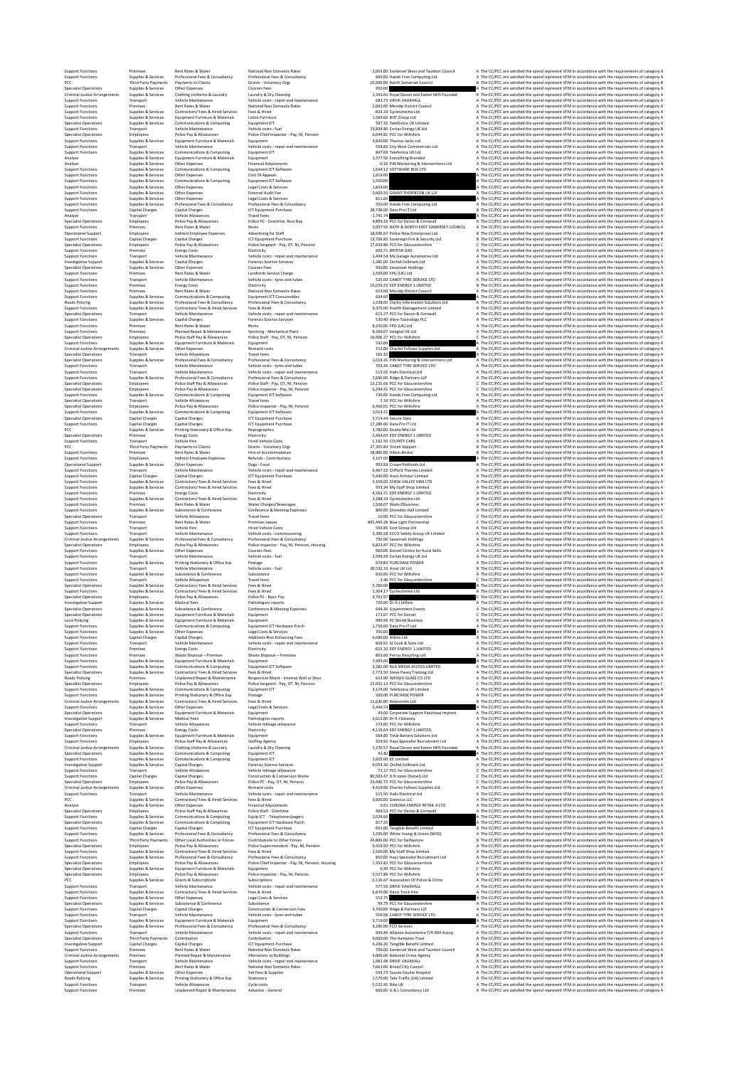| | | | | | | |
|---|---|---|---|---|---|---|
| Support Functions | Premises | Rent Rates & Water | National Non Domestic Rates | 2,003.00 | Somerset West and Taunton Council | A The CC/PCC are satisfied the spend represent VFM in accordance with the requirements of category A |
| Support Functions | Supplies & Services | Professional Fees & Consultancy | Professional Fees & Consultancy | 600.00 | Hands Free Computing Ltd | A The CC/PCC are satisfied the spend represent VFM in accordance with the requirements of category A |
| PCC | Third Party Payments | Payments to Clients | Grants - Voluntary Orgs | 15,000.00 | North Somerset Council | B The CC/PCC are satisfied the spend represent VFM in accordance with the requirements of category B |
| Specialist Operations | Supplies & Services | Other Expenses | Courses Fees | 950.00 | | A The CC/PCC are satisfied the spend represent VFM in accordance with the requirements of category A |
| Criminal Justice Arrangements | Supplies & Services | Clothing Uniforms & Laundry | Laundry & Dry Cleaning | 1,343.64 | Royal Devon and Exeter NHS Foundati | A The CC/PCC are satisfied the spend represent VFM in accordance with the requirements of category A |
| Support Functions | Transport | Vehicle Maintenance | Vehicle costs - repair and maintenance | 682.73 | DRIVE VAUXHALL | A The CC/PCC are satisfied the spend represent VFM in accordance with the requirements of category A |
| Support Functions | Premises | Rent Rates & Water | National Non Domestic Rates | 2,062.00 | Mendip District Council | A The CC/PCC are satisfied the spend represent VFM in accordance with the requirements of category A |
| Support Functions | Supplies & Services | Contractors/ Fees & Hired Services | Fees & Hired | -833.33 | Cyclescheme Ltd | A The CC/PCC are satisfied the spend represent VFM in accordance with the requirements of category A |
| Support Functions | Supplies & Services | Equipment Furniture & Materials | Loose Furniture | 1,583.60 | BOF Group Ltd | A The CC/PCC are satisfied the spend represent VFM in accordance with the requirements of category A |
| Specialist Operations | Supplies & Services | Communications & Computing | Equipment ICT | 597.32 | Telefonica UK Limited | A The CC/PCC are satisfied the spend represent VFM in accordance with the requirements of category A |
| Support Functions | Transport | Vehicle Maintenance | Vehicle costs - fuel | 13,834.80 | Certas Energy UK Ltd | B The CC/PCC are satisfied the spend represent VFM in accordance with the requirements of category B |
| Specialist Operations | Employees | Police Pay & Allowances | Police Chief Inspector - Pay, NI, Pension | 6,644.81 | PCC for Wiltshire | A The CC/PCC are satisfied the spend represent VFM in accordance with the requirements of category A |
| Support Functions | Supplies & Services | Equipment Furniture & Materials | Equipment | 3,840.00 | Thomas Jacks Ltd | A The CC/PCC are satisfied the spend represent VFM in accordance with the requirements of category A |
| Support Functions | Transport | Vehicle Maintenance | Vehicle costs - repair and maintenance | 558.83 | City West Commercials Ltd | A The CC/PCC are satisfied the spend represent VFM in accordance with the requirements of category A |
| Support Functions | Supplies & Services | Communications & Computing | Equipment ICT | 847.69 | Telefonica UK Ltd | A The CC/PCC are satisfied the spend represent VFM in accordance with the requirements of category A |
| Analyse | Supplies & Services | Equipment Furniture & Materials | Equipment | 1,377.50 | Everything Branded | A The CC/PCC are satisfied the spend represent VFM in accordance with the requirements of category A |
| Analyse | Supplies & Services | Other Expenses | Financial Adjustments | -0.10 | PJN Mentoring & Interventions Ltd | A The CC/PCC are satisfied the spend represent VFM in accordance with the requirements of category A |
| Support Functions | Supplies & Services | Communications & Computing | Equipment ICT Software | 1,544.12 | SOFTWARE BOX LTD | A The CC/PCC are satisfied the spend represent VFM in accordance with the requirements of category A |
| Support Functions | Supplies & Services | Other Expenses | Cost Of Appeals | 1,910.00 | | A The CC/PCC are satisfied the spend represent VFM in accordance with the requirements of category A |
| Support Functions | Supplies & Services | Communications & Computing | Equipment ICT Software | 1,500.00 | | A The CC/PCC are satisfied the spend represent VFM in accordance with the requirements of category A |
| Support Functions | Supplies & Services | Other Expenses | Legal Costs & Services | 1,824.00 | | A The CC/PCC are satisfied the spend represent VFM in accordance with the requirements of category A |
| Support Functions | Supplies & Services | Other Expenses | External Audit Fee | 3,609.50 | GRANT THORNTON UK LLP | A The CC/PCC are satisfied the spend represent VFM in accordance with the requirements of category A |
| Support Functions | Supplies & Services | Other Expenses | Legal Costs & Services | 811.60 | PCC for Wiltshire | A The CC/PCC are satisfied the spend represent VFM in accordance with the requirements of category A |
| Support Functions | Supplies & Services | Professional Fees & Consultancy | Professional Fees & Consultancy | 550.00 | Hands Free Computing Ltd | A The CC/PCC are satisfied the spend represent VFM in accordance with the requirements of category A |
| Support Functions | Capital Charges | Capital Charges | ICT Equipment Purchase | 28,738.00 | Data Pro IT Ltd | B The CC/PCC are satisfied the spend represent VFM in accordance with the requirements of category B |
| Analyse | Transport | Vehicle Allowances | Travel fares | -1,741.74 | | A The CC/PCC are satisfied the spend represent VFM in accordance with the requirements of category A |
| Specialist Operations | Employees | Police Pay & Allowances | Police PC - Overtime, Rest Day | 4,899.16 | PCC for Devon & Cornwall | A The CC/PCC are satisfied the spend represent VFM in accordance with the requirements of category A |
| Support Functions | Premises | Rent Rates & Water | Rents | 3,057.50 | BATH & NORTH EAST SOMERSET COUNCIL | A The CC/PCC are satisfied the spend represent VFM in accordance with the requirements of category A |
| Operational Support | Employees | Indirect Employee Expenses | Advertising for Staff | 18,696.67 | Police Now Enterprises Ltd | B The CC/PCC are satisfied the spend represent VFM in accordance with the requirements of category B |
| Support Functions | Capital Charges | Capital Charges | ICT Equipment Purchase | 13,706.83 | Sovereign Fire & Security Ltd | B The CC/PCC are satisfied the spend represent VFM in accordance with the requirements of category B |
| Specialist Operations | Employees | Police Pay & Allowances | Police Sergeant - Pay, OT, NI, Pension | 17,654.80 | PCC for Gloucestershire | C The CC/PCC are satisfied the spend represent VFM in accordance with the requirements of category C |
| Support Functions | Premises | Energy Costs | Electricity | 602.71 | BRITISH GAS | A The CC/PCC are satisfied the spend represent VFM in accordance with the requirements of category A |
| Support Functions | Transport | Vehicle Maintenance | Vehicle costs - repair and maintenance | 1,444.54 | My Garage Automotive Ltd | A The CC/PCC are satisfied the spend represent VFM in accordance with the requirements of category A |
| Investigative Support | Supplies & Services | Capital Charges | Forensic Science Services | -1,385.00 | Orchid Cellmark Ltd | A The CC/PCC are satisfied the spend represent VFM in accordance with the requirements of category A |
| Specialist Operations | Supplies & Services | Other Expenses | Courses Fees | 950.00 | Savannah Holdings | A The CC/PCC are satisfied the spend represent VFM in accordance with the requirements of category A |
| Support Functions | Premises | Rent Rates & Water | Landlords Service Charge | 1,500.00 | FPG (UK) Ltd | A The CC/PCC are satisfied the spend represent VFM in accordance with the requirements of category A |
| Support Functions | Transport | Vehicle Maintenance | Vehicle costs - tyres and tubes | 525.00 | CABOT TYRE SERVICE LTD | A The CC/PCC are satisfied the spend represent VFM in accordance with the requirements of category A |
| Support Functions | Premises | Energy Costs | Electricity | 15,070.25 | EDF ENERGY 1 LIMITED | B The CC/PCC are satisfied the spend represent VFM in accordance with the requirements of category B |
| Support Functions | Premises | Rent Rates & Water | National Non Domestic Rates | 614.00 | Mendip District Council | A The CC/PCC are satisfied the spend represent VFM in accordance with the requirements of category A |
| Support Functions | Supplies & Services | Communications & Computing | Equipment ICT Consumables | 624.60 | | A The CC/PCC are satisfied the spend represent VFM in accordance with the requirements of category A |
| Roads Policing | Supplies & Services | Professional Fees & Consultancy | Professional Fees & Consultancy | 1,338.00 | Clarity Information Solutions Ltd | A The CC/PCC are satisfied the spend represent VFM in accordance with the requirements of category A |
| Support Functions | Supplies & Services | Contractors/ Fees & Hired Services | Fees & Hired | 6,375.00 | Health Management Limited | A The CC/PCC are satisfied the spend represent VFM in accordance with the requirements of category A |
| Specialist Operations | Transport | Vehicle Maintenance | Vehicle costs - repair and maintenance | 615.27 | PCC for Devon & Cornwall | A The CC/PCC are satisfied the spend represent VFM in accordance with the requirements of category A |
| Support Functions | Supplies & Services | Capital Charges | Forensic Science Services | 530.40 | Alere Toxicology PLC | A The CC/PCC are satisfied the spend represent VFM in accordance with the requirements of category A |
| Support Functions | Premises | Rent Rates & Water | Rents | 8,250.00 | FPG (UK) Ltd | A The CC/PCC are satisfied the spend represent VFM in accordance with the requirements of category A |
| Support Functions | Premises | Planned Repair & Maintenance | Servicing - Mechanical Plant | 8,269.67 | Integral UK Ltd | A The CC/PCC are satisfied the spend represent VFM in accordance with the requirements of category A |
| Specialist Operations | Employees | Police Staff Pay & Allowances | Police Staff - Pay, OT, NI, Pension | 16,406.27 | PCC for Wiltshire | C The CC/PCC are satisfied the spend represent VFM in accordance with the requirements of category C |
| Support Functions | Supplies & Services | Equipment Furniture & Materials | Equipment | 532.00 | | A The CC/PCC are satisfied the spend represent VFM in accordance with the requirements of category A |
| Criminal Justice Arrangements | Supplies & Services | Other Expenses | Remand costs | 712.00 | Charles Fellows Supplies Ltd | A The CC/PCC are satisfied the spend represent VFM in accordance with the requirements of category A |
| Specialist Operations | Transport | Vehicle Allowances | Travel fares | 165.10 | | A The CC/PCC are satisfied the spend represent VFM in accordance with the requirements of category A |
| Specialist Operations | Supplies & Services | Professional Fees & Consultancy | Professional Fees & Consultancy | 1,014.31 | PJN Mentoring & Interventions Ltd | A The CC/PCC are satisfied the spend represent VFM in accordance with the requirements of category A |
| Support Functions | Transport | Vehicle Maintenance | Vehicle costs - tyres and tubes | 765.45 | CABOT TYRE SERVICE LTD | A The CC/PCC are satisfied the spend represent VFM in accordance with the requirements of category A |
| Support Functions | Transport | Vehicle Maintenance | Vehicle costs - repair and maintenance | 515.50 | Halls Electrical Ltd | A The CC/PCC are satisfied the spend represent VFM in accordance with the requirements of category A |
| Support Functions | Supplies & Services | Professional Fees & Consultancy | Professional Fees & Consultancy | 1,650.00 | Ridge & Partners LLP | A The CC/PCC are satisfied the spend represent VFM in accordance with the requirements of category A |
| Specialist Operations | Employees | Police Staff Pay & Allowances | Police Staff - Pay, OT, NI, Pension | 13,155.66 | PCC for Gloucestershire | C The CC/PCC are satisfied the spend represent VFM in accordance with the requirements of category C |
| Specialist Operations | Employees | Police Pay & Allowances | Police Inspector - Pay, NI, Pension | 6,294.41 | PCC for Gloucestershire | C The CC/PCC are satisfied the spend represent VFM in accordance with the requirements of category C |
| Support Functions | Supplies & Services | Communications & Computing | Equipment ICT Software | 730.00 | Hands Free Computing Ltd | A The CC/PCC are satisfied the spend represent VFM in accordance with the requirements of category A |
| Specialist Operations | Transport | Vehicle Allowances | Travel fares | 2.50 | PCC for Wiltshire | A The CC/PCC are satisfied the spend represent VFM in accordance with the requirements of category A |
| Specialist Operations | Employees | Police Pay & Allowances | Police Inspector - Pay, NI, Pension | 6,466.01 | PCC for Wiltshire | A The CC/PCC are satisfied the spend represent VFM in accordance with the requirements of category A |
| Support Functions | Supplies & Services | Communications & Computing | Equipment ICT Software | 1,014.21 | | A The CC/PCC are satisfied the spend represent VFM in accordance with the requirements of category A |
| Specialist Operations | Capital Charges | Capital Charges | ICT Equipment Purchase | 5,714.44 | Secure Data | A The CC/PCC are satisfied the spend represent VFM in accordance with the requirements of category A |
| Support Functions | Capital Charges | Capital Charges | ICT Equipment Purchase | 17,280.00 | Data Pro IT Ltd | B The CC/PCC are satisfied the spend represent VFM in accordance with the requirements of category B |
| PCC | Supplies & Services | Printing Stationery & Office Exp | Reprographics | 3,780.00 | Studio Mix Ltd | A The CC/PCC are satisfied the spend represent VFM in accordance with the requirements of category A |
| Specialist Operations | Premises | Energy Costs | Electricity | 2,464.03 | EDF ENERGY 1 LIMITED | A The CC/PCC are satisfied the spend represent VFM in accordance with the requirements of category A |
| Support Functions | Transport | Vehicle Hire | Hired Vehicle Costs | 1,162.50 | COUNTY CARS | A The CC/PCC are satisfied the spend represent VFM in accordance with the requirements of category A |
| PCC | Third Party Payments | Payments to Clients | Grants - Voluntary Orgs | 27,305.83 | Victim Support | B The CC/PCC are satisfied the spend represent VFM in accordance with the requirements of category B |
| Support Functions | Premises | Rent Rates & Water | Hire of Accommodation | 18,960.00 | Hilton Bristol | B The CC/PCC are satisfied the spend represent VFM in accordance with the requirements of category B |
| Support Functions | Employees | Indirect Employee Expenses | Refunds - Contributions | 1,107.02 | | A The CC/PCC are satisfied the spend represent VFM in accordance with the requirements of category A |
| Operational Support | Supplies & Services | Other Expenses | Dogs - Food | 993.93 | Crown Petfoods Ltd | A The CC/PCC are satisfied the spend represent VFM in accordance with the requirements of category A |
| Support Functions | Transport | Vehicle Maintenance | Vehicle costs - repair and maintenance | 6,467.22 | Clifford Thames Limited | A The CC/PCC are satisfied the spend represent VFM in accordance with the requirements of category A |
| Support Functions | Capital Charges | Capital Charges | ICT Equipment Purchase | 5,440.00 | Avon Armour Limited | A The CC/PCC are satisfied the spend represent VFM in accordance with the requirements of category A |
| Support Functions | Supplies & Services | Contractors/ Fees & Hired Services | Fees & Hired | 3,109.00 | CHEW VALLEY HIRE LTD | A The CC/PCC are satisfied the spend represent VFM in accordance with the requirements of category A |
| Support Functions | Supplies & Services | Contractors/ Fees & Hired Services | Fees & Hired | 933.34 | My Staff Shop Limited | A The CC/PCC are satisfied the spend represent VFM in accordance with the requirements of category A |
| Support Functions | Premises | Energy Costs | Electricity | 4,263.21 | EDF ENERGY 1 LIMITED | A The CC/PCC are satisfied the spend represent VFM in accordance with the requirements of category A |
| Support Functions | Supplies & Services | Contractors/ Fees & Hired Services | Fees & Hired | 3,288.33 | Cyclescheme Ltd | A The CC/PCC are satisfied the spend represent VFM in accordance with the requirements of category A |
| Support Functions | Premises | Rent Rates & Water | Water Charges/Sewerages | 1,506.07 | Water2Business | A The CC/PCC are satisfied the spend represent VFM in accordance with the requirements of category A |
| Support Functions | Supplies & Services | Subsistence & Conference | Conference & Meeting Expenses | 800.00 | Clevedon Hall Limited | A The CC/PCC are satisfied the spend represent VFM in accordance with the requirements of category A |
| Specialist Operations | Transport | Vehicle Allowances | Travel fares | 10.00 | PCC for Gloucestershire | C The CC/PCC are satisfied the spend represent VFM in accordance with the requirements of category C |
| Support Functions | Premises | Rent Rates & Water | Premises Leases | 865,449.28 | Blue Light Partnership | C The CC/PCC are satisfied the spend represent VFM in accordance with the requirements of category C |
| Support Functions | Transport | Vehicle Hire | Hired Vehicle Costs | 593.85 | Scot Group Ltd | A The CC/PCC are satisfied the spend represent VFM in accordance with the requirements of category A |
| Support Functions | Transport | Vehicle Maintenance | Vehicle costs - commissioning | 3,398.50 | ECCO Safety Group UK Limited | A The CC/PCC are satisfied the spend represent VFM in accordance with the requirements of category A |
| Criminal Justice Arrangements | Supplies & Services | Professional Fees & Consultancy | Professional Fees & Consultancy | 750.00 | Savannah Holdings | A The CC/PCC are satisfied the spend represent VFM in accordance with the requirements of category A |
| Specialist Operations | Employees | Police Pay & Allowances | Police Inspector - Pay, NI, Pension, Housing | 6,823.47 | PCC for Wiltshire | A The CC/PCC are satisfied the spend represent VFM in accordance with the requirements of category A |
| Support Functions | Supplies & Services | Other Expenses | Courses Fees | 900.00 | Dorset Centre for Rural Skills | A The CC/PCC are satisfied the spend represent VFM in accordance with the requirements of category A |
| Support Functions | Transport | Vehicle Maintenance | Vehicle costs - fuel | 2,599.29 | Certas Energy UK Ltd | A The CC/PCC are satisfied the spend represent VFM in accordance with the requirements of category A |
| Support Functions | Supplies & Services | Printing Stationery & Office Exp | Postage | 679.83 | PURCHASE POWER | A The CC/PCC are satisfied the spend represent VFM in accordance with the requirements of category A |
| Support Functions | Transport | Vehicle Maintenance | Vehicle costs - fuel | 26,532.33 | Arval UK Ltd | B The CC/PCC are satisfied the spend represent VFM in accordance with the requirements of category B |
| Support Functions | Supplies & Services | Subsistence & Conference | Subsistence | 830.60 | PCC for Wiltshire | A The CC/PCC are satisfied the spend represent VFM in accordance with the requirements of category A |
| Support Functions | Transport | Vehicle Allowances | Travel fares | 3.40 | PCC for Gloucestershire | C The CC/PCC are satisfied the spend represent VFM in accordance with the requirements of category C |
| Specialist Operations | Supplies & Services | Contractors/ Fees & Hired Services | Fees & Hired | 5,760.00 | | A The CC/PCC are satisfied the spend represent VFM in accordance with the requirements of category A |
| Support Functions | Supplies & Services | Contractors/ Fees & Hired Services | Fees & Hired | 1,304.17 | Cyclescheme Ltd | A The CC/PCC are satisfied the spend represent VFM in accordance with the requirements of category A |
| Specialist Operations | Employees | Police Pay & Allowances | Police PC - Basic Pay | 9,792.97 | | C The CC/PCC are satisfied the spend represent VFM in accordance with the requirements of category C |
| Investigative Support | Supplies & Services | Medical Fees | Pathologists reports | 720.00 | Dr A J Jeffery | A The CC/PCC are satisfied the spend represent VFM in accordance with the requirements of category A |
| Specialist Operations | Supplies & Services | Subsistence & Conference | Conference & Meeting Expenses | 644.30 | Government Events | A The CC/PCC are satisfied the spend represent VFM in accordance with the requirements of category A |
| Specialist Operations | Supplies & Services | Equipment Furniture & Materials | Equipment | 172.67 | PCC for Dorset | C The CC/PCC are satisfied the spend represent VFM in accordance with the requirements of category C |
| Local Policing | Supplies & Services | Equipment Furniture & Materials | Equipment | 999.99 | PC World Business | A The CC/PCC are satisfied the spend represent VFM in accordance with the requirements of category A |
| Support Functions | Supplies & Services | Communications & Computing | Equipment ICT Hardware Purch | 1,750.00 | Data Pro IT Ltd | A The CC/PCC are satisfied the spend represent VFM in accordance with the requirements of category A |
| Support Functions | Supplies & Services | Other Expenses | Legal Costs & Services | 700.00 | | A The CC/PCC are satisfied the spend represent VFM in accordance with the requirements of category A |
| Support Functions | Capital Charges | Capital Charges | Additions Non Enhancing Fees | 6,080.00 | Atkins Ltd | A The CC/PCC are satisfied the spend represent VFM in accordance with the requirements of category A |
| Support Functions | Transport | Vehicle Maintenance | Vehicle costs - repair and maintenance | 826.51 | SJ Cook & Sons Ltd | A The CC/PCC are satisfied the spend represent VFM in accordance with the requirements of category A |
| Support Functions | Premises | Energy Costs | Electricity | -615.32 | EDF ENERGY 1 LIMITED | A The CC/PCC are satisfied the spend represent VFM in accordance with the requirements of category A |
| Support Functions | Premises | Waste Disposal – Premises | Waste Disposal – Premises | 803.60 | Perrys Recycling Ltd | A The CC/PCC are satisfied the spend represent VFM in accordance with the requirements of category A |
| Support Functions | Supplies & Services | Equipment Furniture & Materials | Equipment | 7,995.00 | | A The CC/PCC are satisfied the spend represent VFM in accordance with the requirements of category A |
| Support Functions | Supplies & Services | Communications & Computing | Equipment ICT Software | 2,283.00 | NLA MEDIA ACCESS LIMITED | A The CC/PCC are satisfied the spend represent VFM in accordance with the requirements of category A |
| Specialist Operations | Supplies & Services | Contractors/ Fees & Hired Services | Fees & Hired | 2,773.50 | Steve Pavey Training Ltd | A The CC/PCC are satisfied the spend represent VFM in accordance with the requirements of category A |
| Roads Policing | Premises | Unplanned Repair & Maintenance | Responsive Maint - Internal Wall or Door | 612.00 | WESSEX GLASS CO LTD | A The CC/PCC are satisfied the spend represent VFM in accordance with the requirements of category A |
| Specialist Operations | Employees | Police Pay & Allowances | Police Sergeant - Pay, OT, NI, Pension | 12,931.15 | PCC for Gloucestershire | C The CC/PCC are satisfied the spend represent VFM in accordance with the requirements of category C |
| Support Functions | Supplies & Services | Communications & Computing | Equipment ICT | 3,174.00 | Telefonica UK Limited | A The CC/PCC are satisfied the spend represent VFM in accordance with the requirements of category A |
| Support Functions | Supplies & Services | Printing Stationery & Office Exp | Postage | 500.00 | PURCHASE POWER | A The CC/PCC are satisfied the spend represent VFM in accordance with the requirements of category A |
| Criminal Justice Arrangements | Supplies & Services | Contractors/ Fees & Hired Services | Fees & Hired | 12,630.00 | Nowcomm Ltd | B The CC/PCC are satisfied the spend represent VFM in accordance with the requirements of category B |
| Support Functions | Supplies & Services | Other Expenses | Legal Costs & Services | 2,446.53 | | A The CC/PCC are satisfied the spend represent VFM in accordance with the requirements of category A |
| Specialist Operations | Supplies & Services | Equipment Furniture & Materials | Equipment | 99.00 | Corporate Support Pathway Imprest | A The CC/PCC are satisfied the spend represent VFM in accordance with the requirements of category A |
| Investigative Support | Supplies & Services | Medical Fees | Pathologists reports | 2,612.00 | Dr R J Delaney | A The CC/PCC are satisfied the spend represent VFM in accordance with the requirements of category A |
| Support Functions | Transport | Vehicle Allowances | Vehicle mileage allowance | 27.00 | PCC for Wiltshire | A The CC/PCC are satisfied the spend represent VFM in accordance with the requirements of category A |
| Specialist Operations | Premises | Energy Costs | Electricity | -4,119.64 | EDF ENERGY 1 LIMITED | A The CC/PCC are satisfied the spend represent VFM in accordance with the requirements of category A |
| Support Functions | Supplies & Services | Equipment Furniture & Materials | Equipment | 564.00 | Total Battery Solutions Ltd | A The CC/PCC are satisfied the spend represent VFM in accordance with the requirements of category A |
| Support Functions | Employees | Police Staff Pay & Allowances | Staffing Agency | 624.92 | Hays Specialist Recruitment Ltd | A The CC/PCC are satisfied the spend represent VFM in accordance with the requirements of category A |
| Criminal Justice Arrangements | Supplies & Services | Clothing Uniforms & Laundry | Laundry & Dry Cleaning | 1,270.57 | Royal Devon and Exeter NHS Foundati | A The CC/PCC are satisfied the spend represent VFM in accordance with the requirements of category A |
| Specialist Operations | Supplies & Services | Communications & Computing | Equipment ICT | 41.87 | | A The CC/PCC are satisfied the spend represent VFM in accordance with the requirements of category A |
| Support Functions | Supplies & Services | Communications & Computing | Equipment ICT | 1,605.00 | EE Limited | A The CC/PCC are satisfied the spend represent VFM in accordance with the requirements of category A |
| Investigative Support | Supplies & Services | Capital Charges | Forensic Science Services | 9,054.26 | Orchid Cellmark Ltd | A The CC/PCC are satisfied the spend represent VFM in accordance with the requirements of category A |
| Support Functions | Transport | Vehicle Allowances | Vehicle mileage allowance | 71.17 | PCC for Gloucestershire | C The CC/PCC are satisfied the spend represent VFM in accordance with the requirements of category C |
| Support Functions | Capital Charges | Capital Charges | Construction & Conversion Works | 80,503.47 | D R Jones (Yeovil) Ltd | C The CC/PCC are satisfied the spend represent VFM in accordance with the requirements of category C |
| Specialist Operations | Employees | Police Pay & Allowances | Police PC - Pay, OT, NI, Pension | 23,690.72 | PCC for Gloucestershire | C The CC/PCC are satisfied the spend represent VFM in accordance with the requirements of category C |
| Criminal Justice Arrangements | Supplies & Services | Other Expenses | Remand costs | 4,419.00 | Charles Fellows Supplies Ltd | A The CC/PCC are satisfied the spend represent VFM in accordance with the requirements of category A |
| Support Functions | Transport | Vehicle Maintenance | Vehicle costs - repair and maintenance | 515.50 | Halls Electrical Ltd | A The CC/PCC are satisfied the spend represent VFM in accordance with the requirements of category A |
| PCC | Supplies & Services | Contractors/ Fees & Hired Services | Fees & Hired | 3,600.00 | Granicus LLC | A The CC/PCC are satisfied the spend represent VFM in accordance with the requirements of category A |
| Analyse | Supplies & Services | Other Expenses | Financial Adjustments | 0.01 | CORONA ENERGY RETAIL 4 LTD | A The CC/PCC are satisfied the spend represent VFM in accordance with the requirements of category A |
| Specialist Operations | Employees | Police Staff Pay & Allowances | Police Staff - Overtime | 469.53 | PCC for Devon & Cornwall | A The CC/PCC are satisfied the spend represent VFM in accordance with the requirements of category A |
| Support Functions | Supplies & Services | Communications & Computing | Equip ICT - Telephones/pagers | 1,029.60 | | A The CC/PCC are satisfied the spend represent VFM in accordance with the requirements of category A |
| Specialist Operations | Supplies & Services | Communications & Computing | Equipment ICT Hardware Purch | 817.25 | | A The CC/PCC are satisfied the spend represent VFM in accordance with the requirements of category A |
| Support Functions | Capital Charges | Capital Charges | ICT Equipment Purchase | -951.00 | Tangible Benefit Limited | A The CC/PCC are satisfied the spend represent VFM in accordance with the requirements of category A |
| Support Functions | Supplies & Services | Professional Fees & Consultancy | Professional Fees & Consultancy | 1,290.00 | White Young & Green (WYG) | A The CC/PCC are satisfied the spend represent VFM in accordance with the requirements of category A |
| Support Functions | Third Party Payments | Other Local Authorities or Forces | Contributions to Other Forces | 24,800.00 | PCC for Derbyshire | B The CC/PCC are satisfied the spend represent VFM in accordance with the requirements of category B |
| Specialist Operations | Employees | Police Pay & Allowances | Police Superintendent - Pay, NI, Pension | 9,419.93 | PCC for Wiltshire | A The CC/PCC are satisfied the spend represent VFM in accordance with the requirements of category A |
| Support Functions | Supplies & Services | Contractors/ Fees & Hired Services | Fees & Hired | 2,500.00 | My Staff Shop Limited | A The CC/PCC are satisfied the spend represent VFM in accordance with the requirements of category A |
| Support Functions | Supplies & Services | Professional Fees & Consultancy | Professional Fees & Consultancy | 850.00 | Hays Specialist Recruitment Ltd | A The CC/PCC are satisfied the spend represent VFM in accordance with the requirements of category A |
| Specialist Operations | Employees | Police Pay & Allowances | Police Chief Inspector - Pay, NI, Pension, Housing | 7,352.83 | PCC for Gloucestershire | C The CC/PCC are satisfied the spend represent VFM in accordance with the requirements of category C |
| Specialist Operations | Supplies & Services | Equipment Furniture & Materials | Equipment | 6.99 | PCC for Wiltshire | C The CC/PCC are satisfied the spend represent VFM in accordance with the requirements of category C |
| Specialist Operations | Employees | Police Pay & Allowances | Police Inspector - Pay, NI, Pension | 5,527.89 | PCC for Wiltshire | A The CC/PCC are satisfied the spend represent VFM in accordance with the requirements of category A |
| PCC | Supplies & Services | Grants & Subscriptions | Subscriptions | 2,116.67 | Association Of Police & Crime | A The CC/PCC are satisfied the spend represent VFM in accordance with the requirements of category A |
| Support Functions | Transport | Vehicle Maintenance | Vehicle costs - repair and maintenance | 577.56 | DRIVE VAUXHALL | A The CC/PCC are satisfied the spend represent VFM in accordance with the requirements of category A |
| Support Functions | Supplies & Services | Contractors/ Fees & Hired Services | Fees & Hired | 6,876.00 | Davis Track Hire | A The CC/PCC are satisfied the spend represent VFM in accordance with the requirements of category A |
| Support Functions | Supplies & Services | Other Expenses | Legal Costs & Services | 552.75 | | A The CC/PCC are satisfied the spend represent VFM in accordance with the requirements of category A |
| Specialist Operations | Supplies & Services | Subsistence & Conference | Subsistence | 99.75 | PCC for Gloucestershire | C The CC/PCC are satisfied the spend represent VFM in accordance with the requirements of category C |
| Support Functions | Capital Charges | Capital Charges | Construction & Conversion Fees | 3,700.00 | Ridge & Partners LLP | A The CC/PCC are satisfied the spend represent VFM in accordance with the requirements of category A |
| Support Functions | Transport | Vehicle Maintenance | Vehicle costs - tyres and tubes | 556.96 | CABOT TYRE SERVICE LTD | A The CC/PCC are satisfied the spend represent VFM in accordance with the requirements of category A |
| Support Functions | Supplies & Services | Equipment Furniture & Materials | Equipment | 3,719.00 | | A The CC/PCC are satisfied the spend represent VFM in accordance with the requirements of category A |
| Specialist Operations | Supplies & Services | Professional Fees & Consultancy | Professional Fees & Consultancy | 4,200.00 | FCO Services | A The CC/PCC are satisfied the spend represent VFM in accordance with the requirements of category A |
| Support Functions | Transport | Vehicle Maintenance | Vehicle costs - repair and maintenance | 943.49 | Alliance Automotive T/A Mill Autoq | A The CC/PCC are satisfied the spend represent VFM in accordance with the requirements of category A |
| Specialist Operations | Third Party Payments | Contribution | Contribution | 9,000.00 | The Hampton Trust | A The CC/PCC are satisfied the spend represent VFM in accordance with the requirements of category A |
| Investigative Support | Capital Charges | Capital Charges | ICT Equipment Purchase | 4,246.20 | Tangible Benefit Limited | A The CC/PCC are satisfied the spend represent VFM in accordance with the requirements of category A |
| Support Functions | Premises | Rent Rates & Water | National Non Domestic Rates | 706.00 | Somerset West and Taunton Council | A The CC/PCC are satisfied the spend represent VFM in accordance with the requirements of category A |
| Criminal Justice Arrangements | Premises | Planned Repair & Maintenance | Alterations to Buildings | 4,000.00 | National Crime Agency | B The CC/PCC are satisfied the spend represent VFM in accordance with the requirements of category B |
| Support Functions | Transport | Vehicle Maintenance | Vehicle costs - repair and maintenance | 1,981.48 | DRIVE VAUXHALL | A The CC/PCC are satisfied the spend represent VFM in accordance with the requirements of category A |
| Support Functions | Premises | Rent Rates & Water | National Non Domestic Rates | 7,661.00 | Bristol City Council | A The CC/PCC are satisfied the spend represent VFM in accordance with the requirements of category A |
| Operational Support | Supplies & Services | Other Expenses | Vet Fees & Supplies | 543.73 | Sussex Equine Hospital | A The CC/PCC are satisfied the spend represent VFM in accordance with the requirements of category A |
| Roads Policing | Supplies & Services | Printing Stationery & Office Exp | Stationery | 1,570.00 | Tele-Traffic (UK) Limited | A The CC/PCC are satisfied the spend represent VFM in accordance with the requirements of category A |
| Support Functions | Transport | Vehicle Allowances | Cycle costs | 5,522.45 | Bike UK | A The CC/PCC are satisfied the spend represent VFM in accordance with the requirements of category A |
| Support Functions | Premises | Unplanned Repair & Maintenance | Asbestos - General | 600.00 | G & L Consultancy Ltd | A The CC/PCC are satisfied the spend represent VFM in accordance with the requirements of category A |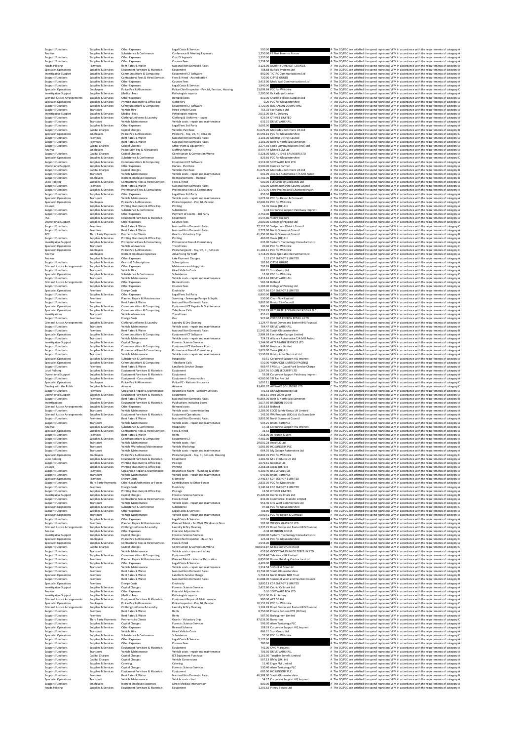| | | | | | | |
|---|---|---|---|---|---|---|
| Support Functions | Supplies & Services | Other Expenses | Legal Costs & Services | 500.00 | | A The CC/PCC are satisfied the spend represent VFM in accordance with the requirements of category A |
| Analyse | Supplies & Services | Subsistence & Conference | Conference & Meeting Expenses | 1,250.00 | F3 First Forensic Forum | A The CC/PCC are satisfied the spend represent VFM in accordance with the requirements of category A |
| Support Functions | Supplies & Services | Other Expenses | Cost Of Appeals | 1,320.00 | | A The CC/PCC are satisfied the spend represent VFM in accordance with the requirements of category A |
| Support Functions | Supplies & Services | Other Expenses | Courses Fees | 1,239.50 | | A The CC/PCC are satisfied the spend represent VFM in accordance with the requirements of category A |
| Roads Policing | Premises | Rent Rates & Water | National Non Domestic Rates | 3,125.00 | NORTH SOMERSET COUNCIL | A The CC/PCC are satisfied the spend represent VFM in accordance with the requirements of category A |
| Specialist Operations | Supplies & Services | Equipment Furniture & Materials | Equipment | 708.88 | Buffalo Systems Ltd | A The CC/PCC are satisfied the spend represent VFM in accordance with the requirements of category A |
| Investigative Support | Supplies & Services | Communications & Computing | Equipment ICT Software | 850.00 | TICTAC Communications Ltd | A The CC/PCC are satisfied the spend represent VFM in accordance with the requirements of category A |
| Support Functions | Supplies & Services | Contractors/ Fees & Hired Services | Fees & Hired - Accreditation | 720.90 | CITY & GUILDS | A The CC/PCC are satisfied the spend represent VFM in accordance with the requirements of category A |
| Support Functions | Supplies & Services | Other Expenses | Courses Fees | 3,413.90 | Mark Wall Communications Ltd | A The CC/PCC are satisfied the spend represent VFM in accordance with the requirements of category A |
| Support Functions | Supplies & Services | Other Expenses | Legal Costs & Services | 1,940.00 | | A The CC/PCC are satisfied the spend represent VFM in accordance with the requirements of category A |
| Specialist Operations | Employees | Police Pay & Allowances | Police Chief Inspector - Pay, NI, Pension, Housing | 13,699.84 | PCC for Wiltshire | C The CC/PCC are satisfied the spend represent VFM in accordance with the requirements of category C |
| Investigative Support | Supplies & Services | Medical Fees | Pathologists reports | 2,200.00 | Dr Kathryn Urankar | A The CC/PCC are satisfied the spend represent VFM in accordance with the requirements of category A |
| Criminal Justice Arrangements | Supplies & Services | Other Expenses | Remand costs | 810.00 | Charles Fellows Supplies Ltd | A The CC/PCC are satisfied the spend represent VFM in accordance with the requirements of category A |
| Specialist Operations | Supplies & Services | Printing Stationery & Office Exp | Stationery | 0.29 | PCC for Gloucestershire | C The CC/PCC are satisfied the spend represent VFM in accordance with the requirements of category C |
| Support Functions | Supplies & Services | Communications & Computing | Equipment ICT Software | 1,720.00 | BUCHANAN COMPUTING | A The CC/PCC are satisfied the spend represent VFM in accordance with the requirements of category A |
| Support Functions | Transport | Vehicle Hire | Hired Vehicle Costs | 753.02 | Scot Group Ltd | A The CC/PCC are satisfied the spend represent VFM in accordance with the requirements of category A |
| Investigative Support | Supplies & Services | Medical Fees | Pathologists reports | 2,612.00 | Dr R J Delaney | A The CC/PCC are satisfied the spend represent VFM in accordance with the requirements of category A |
| Support Functions | Supplies & Services | Clothing Uniforms & Laundry | Clothing & Uniforms - Issues | 925.34 | OTHREE LIMITED | A The CC/PCC are satisfied the spend represent VFM in accordance with the requirements of category A |
| Support Functions | Transport | Vehicle Maintenance | Vehicle costs - repair and maintenance | 632.31 | DRIVE VAUXHALL | A The CC/PCC are satisfied the spend represent VFM in accordance with the requirements of category A |
| Support Functions | Supplies & Services | Other Expenses | Legal Fees 3rd Party | 3,695.00 | | A The CC/PCC are satisfied the spend represent VFM in accordance with the requirements of category A |
| Support Functions | Capital Charges | Capital Charges | Vehicles Purchase | 41,679.20 | Mercedes-Benz Vans UK Ltd | B The CC/PCC are satisfied the spend represent VFM in accordance with the requirements of category B |
| Specialist Operations | Employees | Police Pay & Allowances | Police PC - Pay, OT, NI, Pension | 15,559.16 | PCC for Gloucestershire | C The CC/PCC are satisfied the spend represent VFM in accordance with the requirements of category C |
| Support Functions | Premises | Rent Rates & Water | National Non Domestic Rates | 1,105.00 | Mendip District Council | A The CC/PCC are satisfied the spend represent VFM in accordance with the requirements of category A |
| Support Functions | Premises | Rent Rates & Water | National Non Domestic Rates | 1,166.00 | Bath & North East Somerset | A The CC/PCC are satisfied the spend represent VFM in accordance with the requirements of category A |
| Support Functions | Capital Charges | Capital Charges | Other Plant & Equipment | 3,277.50 | Sonic Communications (INT) Ltd | A The CC/PCC are satisfied the spend represent VFM in accordance with the requirements of category A |
| Analyse | Employees | Police Staff Pay & Allowances | Staffing Agency | 8,497.44 | Matrix SCM Ltd | A The CC/PCC are satisfied the spend represent VFM in accordance with the requirements of category A |
| Support Functions | Capital Charges | Capital Charges | Construction & Conversion Works | 5,328.00 | MELHUISH & SAUNDERS LTD | A The CC/PCC are satisfied the spend represent VFM in accordance with the requirements of category A |
| Specialist Operations | Supplies & Services | Subsistence & Conference | Subsistence | 829.66 | PCC for Gloucestershire | C The CC/PCC are satisfied the spend represent VFM in accordance with the requirements of category C |
| Support Functions | Supplies & Services | Communications & Computing | Equipment ICT Software | 3,519.00 | SOFTWARE BOX LTD | A The CC/PCC are satisfied the spend represent VFM in accordance with the requirements of category A |
| Operational Support | Supplies & Services | Other Expenses | Horses - Purchase | 8,500.00 | Candice Farmer | A The CC/PCC are satisfied the spend represent VFM in accordance with the requirements of category A |
| Support Functions | Capital Charges | Capital Charges | Vehicles Purchase | 41,679.20 | Mercedes-Benz Vans UK Ltd | B The CC/PCC are satisfied the spend represent VFM in accordance with the requirements of category B |
| Support Functions | Transport | Vehicle Maintenance | Vehicle costs - repair and maintenance | 691.09 | Alliance Automotive T/A Mill Autoq | A The CC/PCC are satisfied the spend represent VFM in accordance with the requirements of category A |
| Support Functions | Employees | Indirect Employee Expenses | Reimbursements - Medical | 21,792.00 | | B The CC/PCC are satisfied the spend represent VFM in accordance with the requirements of category B |
| Local Policing | Supplies & Services | Contractors/ Fees & Hired Services | Fees & Hired | 500.00 | Full Circle @ Docklands Ltd | A The CC/PCC are satisfied the spend represent VFM in accordance with the requirements of category A |
| Support Functions | Premises | Rent Rates & Water | National Non Domestic Rates | 500.00 | Monmouthshire County Council | A The CC/PCC are satisfied the spend represent VFM in accordance with the requirements of category A |
| Support Functions | Supplies & Services | Professional Fees & Consultancy | Professional Fees & Consultancy | 1,770.70 | Shire Professional Chartered Psych. | A The CC/PCC are satisfied the spend represent VFM in accordance with the requirements of category A |
| Support Functions | Supplies & Services | Other Expenses | Legal Fees 3rd Party | 850.50 | | A The CC/PCC are satisfied the spend represent VFM in accordance with the requirements of category A |
| Specialist Operations | Transport | Vehicle Maintenance | Vehicle costs - repair and maintenance | 1,672.98 | PCC for Devon & Cornwall | A The CC/PCC are satisfied the spend represent VFM in accordance with the requirements of category A |
| Specialist Operations | Employees | Police Pay & Allowances | Police Inspector - Pay, NI, Pension | 12,606.65 | PCC for Wiltshire | C The CC/PCC are satisfied the spend represent VFM in accordance with the requirements of category C |
| Disused | Supplies & Services | Printing Stationery & Office Exp | Printing | 51.35 | Xerox (UK) Ltd | A The CC/PCC are satisfied the spend represent VFM in accordance with the requirements of category A |
| Support Functions | Supplies & Services | Subsistence & Conference | Subsistence | 0.08 | Corporate Support Patchway Imprest | A The CC/PCC are satisfied the spend represent VFM in accordance with the requirements of category A |
| Support Functions | Supplies & Services | Other Expenses | Payment of Claims - 3rd Party | 2,750.00 | | A The CC/PCC are satisfied the spend represent VFM in accordance with the requirements of category A |
| PCC | Supplies & Services | Equipment Furniture & Materials | Equipment | 3,547.80 | Victim Support | A The CC/PCC are satisfied the spend represent VFM in accordance with the requirements of category A |
| Operational Support | Supplies & Services | Other Expenses | Courses Fees | 2,000.00 | College of Policing Ltd | A The CC/PCC are satisfied the spend represent VFM in accordance with the requirements of category A |
| Support Functions | Premises | Rent Rates & Water | National Non Domestic Rates | 77,112.00 | Sedgemoor District Council | C The CC/PCC are satisfied the spend represent VFM in accordance with the requirements of category C |
| Support Functions | Premises | Rent Rates & Water | National Non Domestic Rates | 2,772.00 | North Somerset Council | A The CC/PCC are satisfied the spend represent VFM in accordance with the requirements of category A |
| PCC | Third Party Payments | Payments to Clients | Grants - Voluntary Orgs | 41,250.00 | North Somerset Council | B The CC/PCC are satisfied the spend represent VFM in accordance with the requirements of category B |
| Support Functions | Supplies & Services | Printing Stationery & Office Exp | Printing | 460.70 | Xerox (UK) Ltd | A The CC/PCC are satisfied the spend represent VFM in accordance with the requirements of category A |
| Investigative Support | Supplies & Services | Professional Fees & Consultancy | Professional Fees & Consultancy | 635.00 | Systems Technology Consultants Ltd | A The CC/PCC are satisfied the spend represent VFM in accordance with the requirements of category A |
| Specialist Operations | Transport | Vehicle Allowances | Travel fares | 20.60 | PCC for Wiltshire | C The CC/PCC are satisfied the spend represent VFM in accordance with the requirements of category C |
| Specialist Operations | Employees | Police Pay & Allowances | Police Sergeant - Pay, OT, NI, Pension | 11,183.11 | PCC for Wiltshire | C The CC/PCC are satisfied the spend represent VFM in accordance with the requirements of category C |
| Analyse | Employees | Indirect Employee Expenses | Advertising for Staff | 1,718.70 | Hays Specialist Recruitment Ltd | A The CC/PCC are satisfied the spend represent VFM in accordance with the requirements of category A |
| Analyse | Supplies & Services | Other Expenses | Late Payment Charges | 1.25 | EDF ENERGY 1 LIMITED | A The CC/PCC are satisfied the spend represent VFM in accordance with the requirements of category A |
| Support Functions | Supplies & Services | Grants & Subscriptions | Subscriptions | 185.10 | CITY & GUILDS | A The CC/PCC are satisfied the spend represent VFM in accordance with the requirements of category A |
| Criminal Justice Arrangements | Supplies & Services | Other Expenses | Maintenance of dogs/cats | 792.89 | | A The CC/PCC are satisfied the spend represent VFM in accordance with the requirements of category A |
| Support Functions | Transport | Vehicle Hire | Hired Vehicle Costs | 866.21 | Scot Group Ltd | A The CC/PCC are satisfied the spend represent VFM in accordance with the requirements of category A |
| Specialist Operations | Supplies & Services | Subsistence & Conference | Subsistence | 15.00 | PCC for Wiltshire | C The CC/PCC are satisfied the spend represent VFM in accordance with the requirements of category C |
| Support Functions | Transport | Vehicle Maintenance | Vehicle costs - repair and maintenance | 2,413.16 | DRIVE VAUXHALL | A The CC/PCC are satisfied the spend represent VFM in accordance with the requirements of category A |
| Criminal Justice Arrangements | Supplies & Services | Other Expenses | Remand costs | 581.38 | Bidfood | A The CC/PCC are satisfied the spend represent VFM in accordance with the requirements of category A |
| Support Functions | Supplies & Services | Other Expenses | Courses Fees | 1,185.00 | College of Policing Ltd | A The CC/PCC are satisfied the spend represent VFM in accordance with the requirements of category A |
| Specialist Operations | Premises | Energy Costs | Electricity | -3,977.66 | EDF ENERGY 1 LIMITED | A The CC/PCC are satisfied the spend represent VFM in accordance with the requirements of category A |
| Support Functions | Supplies & Services | Other Expenses | Legal Fees 3rd Party | 6,800.00 | | A The CC/PCC are satisfied the spend represent VFM in accordance with the requirements of category A |
| Support Functions | Premises | Planned Repair & Maintenance | Servicing - Sewerage Pumps & Septic | 530.00 | Clear-Flow Limited | A The CC/PCC are satisfied the spend represent VFM in accordance with the requirements of category A |
| Support Functions | Premises | Rent Rates & Water | National Non Domestic Rates | 3,805.00 | Bristol City Council | A The CC/PCC are satisfied the spend represent VFM in accordance with the requirements of category A |
| Specialist Operations | Supplies & Services | Communications & Computing | Equipment ICT Repairs & Maintenance | 986.56 | | A The CC/PCC are satisfied the spend represent VFM in accordance with the requirements of category A |
| Specialist Operations | Supplies & Services | Communications & Computing | Telephone Calls | 1,228.23 | BRITISH TELECOMMUNICATIONS PLC | A The CC/PCC are satisfied the spend represent VFM in accordance with the requirements of category A |
| Investigations | Transport | Vehicle Allowances | Travel fares | 855.41 | | A The CC/PCC are satisfied the spend represent VFM in accordance with the requirements of category A |
| Support Functions | Premises | Energy Costs | Gas | 921.40 | CORONA ENERGY RETAIL 4 LTD | A The CC/PCC are satisfied the spend represent VFM in accordance with the requirements of category A |
| Criminal Justice Arrangements | Supplies & Services | Clothing Uniforms & Laundry | Laundry & Dry Cleaning | 1,124.47 | Royal Devon and Exeter NHS Foundati | A The CC/PCC are satisfied the spend represent VFM in accordance with the requirements of category A |
| Support Functions | Transport | Vehicle Maintenance | Vehicle costs - repair and maintenance | 764.47 | DRIVE VAUXHALL | A The CC/PCC are satisfied the spend represent VFM in accordance with the requirements of category A |
| Support Functions | Premises | Rent Rates & Water | National Non Domestic Rates | 11,542.00 | South Gloucestershire | B The CC/PCC are satisfied the spend represent VFM in accordance with the requirements of category B |
| Specialist Operations | Supplies & Services | Communications & Computing | Equipment ICT Software | 2,984.69 | Everbridge Europe Limited | A The CC/PCC are satisfied the spend represent VFM in accordance with the requirements of category A |
| Support Functions | Transport | Vehicle Maintenance | Vehicle costs - repair and maintenance | 724.73 | Alliance Automotive T/A Mill Autoq | A The CC/PCC are satisfied the spend represent VFM in accordance with the requirements of category A |
| Investigative Support | Supplies & Services | Capital Charges | Forensic Science Services | 1,244.00 | AI TRAINING SERVICES LTD | A The CC/PCC are satisfied the spend represent VFM in accordance with the requirements of category A |
| Support Functions | Supplies & Services | Communications & Computing | Equipment ICT Hardware Purch | 848.80 | Novatech Limited | A The CC/PCC are satisfied the spend represent VFM in accordance with the requirements of category A |
| Support Functions | Supplies & Services | Professional Fees & Consultancy | Professional Fees & Consultancy | 1,825.00 | Xerox (UK) Ltd | A The CC/PCC are satisfied the spend represent VFM in accordance with the requirements of category A |
| Support Functions | Transport | Vehicle Maintenance | Vehicle costs - repair and maintenance | 1,530.93 | Bristol Auto Electrical Ltd | A The CC/PCC are satisfied the spend represent VFM in accordance with the requirements of category A |
| Specialist Operations | Supplies & Services | Subsistence & Conference | Hospitality | 69.51 | Corporate Support HQ Imprest | A The CC/PCC are satisfied the spend represent VFM in accordance with the requirements of category A |
| Specialist Operations | Supplies & Services | Communications & Computing | Telephone Calls | 510.00 | VODAFONE LIMITED (PAGING) | A The CC/PCC are satisfied the spend represent VFM in accordance with the requirements of category A |
| Support Functions | Premises | Rent Rates & Water | Landlords Service Charge | 969.47 | FMS Ltd - Cabot Park Service Charge | A The CC/PCC are satisfied the spend represent VFM in accordance with the requirements of category A |
| Local Policing | Supplies & Services | Equipment Furniture & Materials | Equipment | 1,267.50 | SOLON SECURITY LTD | A The CC/PCC are satisfied the spend represent VFM in accordance with the requirements of category A |
| Operational Support | Supplies & Services | Equipment Furniture & Materials | Equipment | 59.98 | Corporate Support Patchway Imprest | A The CC/PCC are satisfied the spend represent VFM in accordance with the requirements of category A |
| Support Functions | Supplies & Services | Other Expenses | Equipment - Consumables | 4,560.00 | SBI Tac Pro Ltd | A The CC/PCC are satisfied the spend represent VFM in accordance with the requirements of category A |
| Specialist Operations | Employees | Police Pay & Allowances | Police PC - National Insurance | 1,097.11 | | C The CC/PCC are satisfied the spend represent VFM in accordance with the requirements of category C |
| Dealing with the Public | Supplies & Services | Airwave | Airwave | 93,492.97 | AIRWAVE SOLUTIONS LTD | C The CC/PCC are satisfied the spend represent VFM in accordance with the requirements of category C |
| Support Functions | Premises | Unplanned Repair & Maintenance | Responsive Maint - Sanitary Services | 791.58 | DRA Maintenance Ltd | A The CC/PCC are satisfied the spend represent VFM in accordance with the requirements of category A |
| Operational Support | Supplies & Services | Equipment Furniture & Materials | Equipment | 866.61 | Arco South West | A The CC/PCC are satisfied the spend represent VFM in accordance with the requirements of category A |
| Support Functions | Premises | Rent Rates & Water | National Non Domestic Rates | 45,866.00 | Bath & North East Somerset | B The CC/PCC are satisfied the spend represent VFM in accordance with the requirements of category B |
| Investigations | Supplies & Services | Equipment Furniture & Materials | Publications including books | 1,617.50 | BRENDON BOOKS | A The CC/PCC are satisfied the spend represent VFM in accordance with the requirements of category A |
| Criminal Justice Arrangements | Supplies & Services | Other Expenses | Remand costs | 1,416.18 | Bidfood | A The CC/PCC are satisfied the spend represent VFM in accordance with the requirements of category A |
| Support Functions | Transport | Vehicle Maintenance | Vehicle costs - commissioning | 2,289.30 | ECCO Safety Group UK Limited | A The CC/PCC are satisfied the spend represent VFM in accordance with the requirements of category A |
| Criminal Justice Arrangements | Supplies & Services | Equipment Furniture & Materials | Equipment Operational | 142.50 | WA Products (UK) Ltd t/a SceneSafe | A The CC/PCC are satisfied the spend represent VFM in accordance with the requirements of category A |
| Support Functions | Premises | Rent Rates & Water | National Non Domestic Rates | 3,805.00 | North Somerset Council | A The CC/PCC are satisfied the spend represent VFM in accordance with the requirements of category A |
| Support Functions | Transport | Vehicle Maintenance | Vehicle costs - repair and maintenance | 504.25 | Bristol PartsPlus | A The CC/PCC are satisfied the spend represent VFM in accordance with the requirements of category A |
| Analyse | Supplies & Services | Subsistence & Conference | Hospitality | 17.38 | Corporate Support HQ Imprest | A The CC/PCC are satisfied the spend represent VFM in accordance with the requirements of category A |
| Specialist Operations | Supplies & Services | Contractors/ Fees & Hired Services | Fees & Hired | 35.53 | | A The CC/PCC are satisfied the spend represent VFM in accordance with the requirements of category A |
| Support Functions | Premises | Rent Rates & Water | Rents | 7,318.00 | JB Pearce & Sons | A The CC/PCC are satisfied the spend represent VFM in accordance with the requirements of category A |
| Support Functions | Supplies & Services | Communications & Computing | Equipment ICT | 4,482.00 | | A The CC/PCC are satisfied the spend represent VFM in accordance with the requirements of category A |
| Support Functions | Transport | Vehicle Maintenance | Vehicle costs - fuel | 29,001.28 | Arval UK Ltd | B The CC/PCC are satisfied the spend represent VFM in accordance with the requirements of category B |
| Support Functions | Transport | Vehicle Workshop/Maintenance | Vehicle Workshop | -1,065.00 | HC SLINGSBY PLC | A The CC/PCC are satisfied the spend represent VFM in accordance with the requirements of category A |
| Support Functions | Transport | Vehicle Maintenance | Vehicle costs - repair and maintenance | 664.95 | My Garage Automotive Ltd | A The CC/PCC are satisfied the spend represent VFM in accordance with the requirements of category A |
| Specialist Operations | Employees | Police Pay & Allowances | Police Sergeant - Pay, NI, Pension, Housing | 10,802.70 | PCC for Wiltshire | C The CC/PCC are satisfied the spend represent VFM in accordance with the requirements of category C |
| Local Policing | Supplies & Services | Equipment Furniture & Materials | Equipment | 1,381.50 | M C Products UK Ltd | A The CC/PCC are satisfied the spend represent VFM in accordance with the requirements of category A |
| Support Functions | Supplies & Services | Printing Stationery & Office Exp | Postage | 1,079.61 | Neopost Ltd | A The CC/PCC are satisfied the spend represent VFM in accordance with the requirements of category A |
| Disused | Supplies & Services | Printing Stationery & Office Exp | Printing | 2,268.08 | Xerox (UK) Ltd | A The CC/PCC are satisfied the spend represent VFM in accordance with the requirements of category A |
| Support Functions | Premises | Unplanned Repair & Maintenance | Responsive Maint - Plumbing & Water | 9,309.40 | BSS Services Ltd | A The CC/PCC are satisfied the spend represent VFM in accordance with the requirements of category A |
| Support Functions | Transport | Vehicle Maintenance | Vehicle costs - repair and maintenance | 649.80 | Bristol PartsPlus | A The CC/PCC are satisfied the spend represent VFM in accordance with the requirements of category A |
| Specialist Operations | Premises | Energy Costs | Electricity | -2,446.67 | EDF ENERGY 1 LIMITED | A The CC/PCC are satisfied the spend represent VFM in accordance with the requirements of category A |
| Specialist Operations | Third Party Payments | Other Local Authorities or Forces | Contributions to Other Forces | 2,832.06 | PCC for Merseyside | A The CC/PCC are satisfied the spend represent VFM in accordance with the requirements of category A |
| Support Functions | Premises | Energy Costs | Electricity | 3,140.94 | EDF ENERGY 1 LIMITED | A The CC/PCC are satisfied the spend represent VFM in accordance with the requirements of category A |
| Support Functions | Supplies & Services | Printing Stationery & Office Exp | Postage | 12.50 | OTHREE LIMITED | A The CC/PCC are satisfied the spend represent VFM in accordance with the requirements of category A |
| Investigative Support | Supplies & Services | Capital Charges | Forensic Science Services | 15,420.60 | Orchid Cellmark Ltd | B The CC/PCC are satisfied the spend represent VFM in accordance with the requirements of category B |
| Support Functions | Supplies & Services | Contractors/ Fees & Hired Services | Fees & Hired | 842.00 | Commercial Transfer Limited | A The CC/PCC are satisfied the spend represent VFM in accordance with the requirements of category A |
| Support Functions | Transport | Vehicle Maintenance | Vehicle costs - repair and maintenance | 955.40 | City West Commercials Ltd | A The CC/PCC are satisfied the spend represent VFM in accordance with the requirements of category A |
| Specialist Operations | Supplies & Services | Subsistence & Conference | Subsistence | 97.88 | PCC for Gloucestershire | C The CC/PCC are satisfied the spend represent VFM in accordance with the requirements of category C |
| Support Functions | Supplies & Services | Other Expenses | Legal Costs & Services | 708.00 | | A The CC/PCC are satisfied the spend represent VFM in accordance with the requirements of category A |
| Specialist Operations | Transport | Vehicle Maintenance | Vehicle costs - repair and maintenance | 2,090.51 | PCC for Devon & Cornwall | A The CC/PCC are satisfied the spend represent VFM in accordance with the requirements of category A |
| Support Functions | Supplies & Services | Other Expenses | Legal Costs & Services | 520.00 | | A The CC/PCC are satisfied the spend represent VFM in accordance with the requirements of category A |
| Support Functions | Premises | Planned Repair & Maintenance | Planned Maint - Ext Wall Window or Door | 592.00 | WESSEX GLASS CO LTD | A The CC/PCC are satisfied the spend represent VFM in accordance with the requirements of category A |
| Criminal Justice Arrangements | Supplies & Services | Clothing Uniforms & Laundry | Laundry & Dry Cleaning | 1,237.25 | Royal Devon and Exeter NHS Foundati | A The CC/PCC are satisfied the spend represent VFM in accordance with the requirements of category A |
| Analyse | Supplies & Services | Other Expenses | Financial Adjustments | -0.38 | BRENDON BOOKS | A The CC/PCC are satisfied the spend represent VFM in accordance with the requirements of category A |
| Investigative Support | Supplies & Services | Capital Charges | Forensic Science Services | 2,580.00 | Systems Technology Consultants Ltd | A The CC/PCC are satisfied the spend represent VFM in accordance with the requirements of category A |
| Specialist Operations | Employees | Police Pay & Allowances | Police Chief Inspector - Basic Pay | 125.38 | PCC for Gloucestershire | C The CC/PCC are satisfied the spend represent VFM in accordance with the requirements of category C |
| Specialist Operations | Supplies & Services | Contractors/ Fees & Hired Services | Fees & Hired | 1,944.00 | | A The CC/PCC are satisfied the spend represent VFM in accordance with the requirements of category A |
| Support Functions | Capital Charges | Capital Charges | Construction & Conversion Works | 458,943.87 | Midas Construction Ltd | C The CC/PCC are satisfied the spend represent VFM in accordance with the requirements of category C |
| Support Functions | Transport | Vehicle Maintenance | Vehicle costs - tyres and tubes | 613.60 | GOODYEAR DUNLOP TYRES UK LTD | A The CC/PCC are satisfied the spend represent VFM in accordance with the requirements of category A |
| Support Functions | Supplies & Services | Communications & Computing | Equipment ICT | 5,659.40 | Telefonica UK Limited | A The CC/PCC are satisfied the spend represent VFM in accordance with the requirements of category A |
| Support Functions | Premises | Planned Repair & Maintenance | Planned Maint - Internal Decoration | 6,850.00 | Romac Building Contractors Ltd | A The CC/PCC are satisfied the spend represent VFM in accordance with the requirements of category A |
| Support Functions | Supplies & Services | Other Expenses | Legal Costs & Services | 4,409.00 | | A The CC/PCC are satisfied the spend represent VFM in accordance with the requirements of category A |
| Support Functions | Transport | Vehicle Maintenance | Vehicle costs - repair and maintenance | 1,314.58 | Sc Cook & Sons Ltd | A The CC/PCC are satisfied the spend represent VFM in accordance with the requirements of category A |
| Support Functions | Premises | Rent Rates & Water | National Non Domestic Rates | 13,734.00 | South Gloucestershire | B The CC/PCC are satisfied the spend represent VFM in accordance with the requirements of category B |
| Specialist Operations | Premises | Rent Rates & Water | Landlords Service Charge | 5,734.63 | North Bristol NHS Trust | B The CC/PCC are satisfied the spend represent VFM in accordance with the requirements of category B |
| Support Functions | Premises | Rent Rates & Water | National Non Domestic Rates | 11,088.00 | Somerset West and Taunton Council | B The CC/PCC are satisfied the spend represent VFM in accordance with the requirements of category B |
| Specialist Operations | Premises | Energy Costs | Electricity | 3,800.13 | EDF ENERGY 1 LIMITED | A The CC/PCC are satisfied the spend represent VFM in accordance with the requirements of category A |
| Investigative Support | Supplies & Services | Capital Charges | Forensic Science Services | 2,425.80 | Orchid Cellmark Ltd | A The CC/PCC are satisfied the spend represent VFM in accordance with the requirements of category A |
| Analyse | Supplies & Services | Other Expenses | Financial Adjustments | 0.36 | SOFTWARE BOX LTD | A The CC/PCC are satisfied the spend represent VFM in accordance with the requirements of category A |
| Investigative Support | Supplies & Services | Medical Fees | Pathologists reports | 2,651.00 | Dr A J Jeffery | A The CC/PCC are satisfied the spend represent VFM in accordance with the requirements of category A |
| Criminal Justice Arrangements | Supplies & Services | Equipment Furniture & Materials | Equipment Repairs & Maintenance | 980.00 | AET GB Ltd | A The CC/PCC are satisfied the spend represent VFM in accordance with the requirements of category A |
| Specialist Operations | Employees | Police Pay & Allowances | Police Inspector - Pay, NI, Pension | 10,152.85 | PCC for Wiltshire | C The CC/PCC are satisfied the spend represent VFM in accordance with the requirements of category C |
| Criminal Justice Arrangements | Supplies & Services | Clothing Uniforms & Laundry | Laundry & Dry Cleaning | 1,124.93 | Royal Devon and Exeter NHS Foundati | A The CC/PCC are satisfied the spend represent VFM in accordance with the requirements of category A |
| Support Functions | Premises | Rent Rates & Water | Rents | 8,750.00 | Private Pension DTB (Clifton) | A The CC/PCC are satisfied the spend represent VFM in accordance with the requirements of category A |
| Support Functions | Premises | Rent Rates & Water | Rents | 587.50 | Barleygreen Limited | A The CC/PCC are satisfied the spend represent VFM in accordance with the requirements of category A |
| Support Functions | Third Party Payments | Payments to Clients | Grants - Voluntary Orgs | 87,033.00 | Barnardos | C The CC/PCC are satisfied the spend represent VFM in accordance with the requirements of category C |
| Support Functions | Supplies & Services | Capital Charges | Forensic Science Services | 596.70 | Alere Toxicology PLC | A The CC/PCC are satisfied the spend represent VFM in accordance with the requirements of category A |
| Specialist Operations | Supplies & Services | Other Expenses | Reward Scheme | 108.33 | Corporate Support HQ Imprest | A The CC/PCC are satisfied the spend represent VFM in accordance with the requirements of category A |
| Support Functions | Transport | Vehicle Hire | Hired Vehicle Costs | 866.21 | Scot Group Ltd | A The CC/PCC are satisfied the spend represent VFM in accordance with the requirements of category A |
| Specialist Operations | Supplies & Services | Subsistence & Conference | Subsistence | 57.30 | PCC for Wiltshire | C The CC/PCC are satisfied the spend represent VFM in accordance with the requirements of category C |
| Support Functions | Supplies & Services | Other Expenses | Legal Costs & Services | 2,175.00 | | A The CC/PCC are satisfied the spend represent VFM in accordance with the requirements of category A |
| Support Functions | Supplies & Services | Other Expenses | Courses Fees | 780.00 | | A The CC/PCC are satisfied the spend represent VFM in accordance with the requirements of category A |
| Support Functions | Supplies & Services | Equipment Furniture & Materials | Equipment | 742.00 | CMC Marquees | A The CC/PCC are satisfied the spend represent VFM in accordance with the requirements of category A |
| Support Functions | Transport | Vehicle Maintenance | Vehicle costs - repair and maintenance | 706.50 | DRIVE VAUXHALL | A The CC/PCC are satisfied the spend represent VFM in accordance with the requirements of category A |
| Support Functions | Capital Charges | Capital Charges | ICT Equipment Purchase | 1,161.50 | Tangible Benefit Limited | A The CC/PCC are satisfied the spend represent VFM in accordance with the requirements of category A |
| Support Functions | Capital Charges | Capital Charges | Vehicle Conversions | 567.13 | BMW (UK) Ltd | A The CC/PCC are satisfied the spend represent VFM in accordance with the requirements of category A |
| Support Functions | Supplies & Services | Catering | Catering | 11.40 | Eagle FM Limited | A The CC/PCC are satisfied the spend represent VFM in accordance with the requirements of category A |
| Support Functions | Supplies & Services | Capital Charges | Forensic Science Services | 530.40 | Alere Toxicology PLC | A The CC/PCC are satisfied the spend represent VFM in accordance with the requirements of category A |
| Support Functions | Supplies & Services | Equipment Furniture & Materials | Equipment | 685.00 | HC SLINGSBY PLC | A The CC/PCC are satisfied the spend represent VFM in accordance with the requirements of category A |
| Support Functions | Premises | Rent Rates & Water | National Non Domestic Rates | 46,368.00 | South Gloucestershire | B The CC/PCC are satisfied the spend represent VFM in accordance with the requirements of category B |
| Specialist Operations | Transport | Vehicle Maintenance | Vehicle costs - fuel | 54.17 | Corporate Support HQ Imprest | A The CC/PCC are satisfied the spend represent VFM in accordance with the requirements of category A |
| Support Functions | Employees | Indirect Employee Expenses | Direct Medical Intervention | 800.00 | | A The CC/PCC are satisfied the spend represent VFM in accordance with the requirements of category A |
| Roads Policing | Supplies & Services | Equipment Furniture & Materials | Equipment | 1,291.62 | Pitney Bowes Ltd | A The CC/PCC are satisfied the spend represent VFM in accordance with the requirements of category A |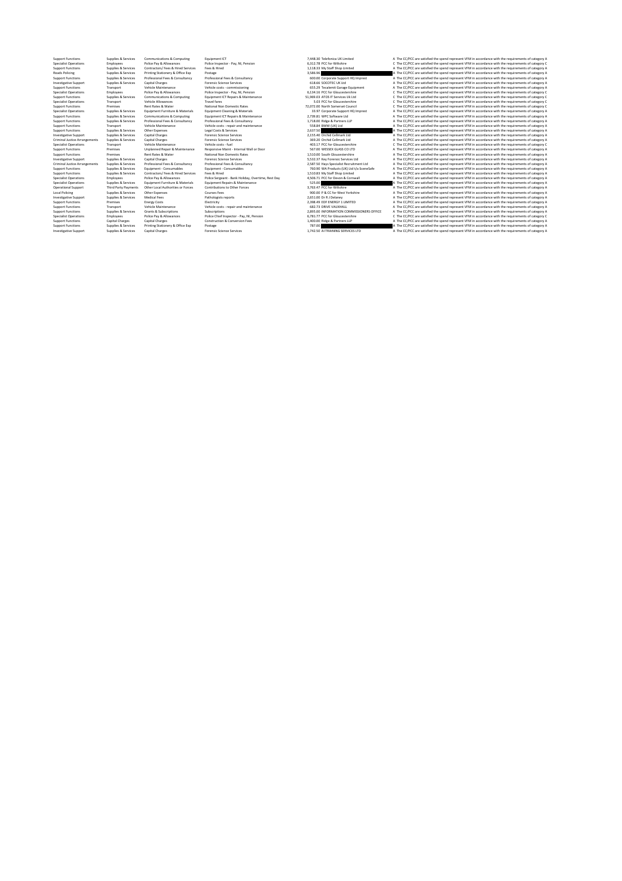| | | | | | | |
|---|---|---|---|---|---|---|
| Support Functions | Supplies & Services | Communications & Computing | Equipment ICT | 7,448.30 | Telefonica UK Limited | A The CC/PCC are satisfied the spend represent VFM in accordance with the requirements of category A |
| Specialist Operations | Employees | Police Pay & Allowances | Police Inspector - Pay, NI, Pension | 6,312.78 | PCC for Wiltshire | C The CC/PCC are satisfied the spend represent VFM in accordance with the requirements of category C |
| Support Functions | Supplies & Services | Contractors/ Fees & Hired Services | Fees & Hired | 1,118.33 | My Staff Shop Limited | A The CC/PCC are satisfied the spend represent VFM in accordance with the requirements of category A |
| Roads Policing | Supplies & Services | Printing Stationery & Office Exp | Postage | 3,586.96 | | A The CC/PCC are satisfied the spend represent VFM in accordance with the requirements of category A |
| Support Functions | Supplies & Services | Professional Fees & Consultancy | Professional Fees & Consultancy | 600.00 | Corporate Support HQ Imprest | A The CC/PCC are satisfied the spend represent VFM in accordance with the requirements of category A |
| Investigative Support | Supplies & Services | Capital Charges | Forensic Science Services | 618.66 | SOCOTEC UK Ltd | A The CC/PCC are satisfied the spend represent VFM in accordance with the requirements of category A |
| Support Functions | Transport | Vehicle Maintenance | Vehicle costs - commissioning | 655.29 | Tecalemit Garage Equipment | A The CC/PCC are satisfied the spend represent VFM in accordance with the requirements of category A |
| Specialist Operations | Employees | Police Pay & Allowances | Police Inspector - Pay, NI, Pension | 6,134.16 | PCC for Gloucestershire | C The CC/PCC are satisfied the spend represent VFM in accordance with the requirements of category C |
| Support Functions | Supplies & Services | Communications & Computing | Equipment ICT Repairs & Maintenance | 51,969.03 | ATOS IT Services Uk Ltd | C The CC/PCC are satisfied the spend represent VFM in accordance with the requirements of category C |
| Specialist Operations | Transport | Vehicle Allowances | Travel fares | 5.03 | PCC for Gloucestershire | C The CC/PCC are satisfied the spend represent VFM in accordance with the requirements of category C |
| Support Functions | Premises | Rent Rates & Water | National Non Domestic Rates | 72,072.00 | North Somerset Council | C The CC/PCC are satisfied the spend represent VFM in accordance with the requirements of category C |
| Specialist Operations | Supplies & Services | Equipment Furniture & Materials | Equipment Cleaning & Materials | 33.97 | Corporate Support HQ Imprest | A The CC/PCC are satisfied the spend represent VFM in accordance with the requirements of category A |
| Support Functions | Supplies & Services | Communications & Computing | Equipment ICT Repairs & Maintenance | 2,739.81 | WPC Software Ltd | A The CC/PCC are satisfied the spend represent VFM in accordance with the requirements of category A |
| Support Functions | Supplies & Services | Professional Fees & Consultancy | Professional Fees & Consultancy | 1,718.00 | Ridge & Partners LLP | A The CC/PCC are satisfied the spend represent VFM in accordance with the requirements of category A |
| Support Functions | Transport | Vehicle Maintenance | Vehicle costs - repair and maintenance | 558.84 | BMW (UK) Ltd | A The CC/PCC are satisfied the spend represent VFM in accordance with the requirements of category A |
| Support Functions | Supplies & Services | Other Expenses | Legal Costs & Services | 2,637.50 | | A The CC/PCC are satisfied the spend represent VFM in accordance with the requirements of category A |
| Investigative Support | Supplies & Services | Capital Charges | Forensic Science Services | 2,155.40 | Orchid Cellmark Ltd | A The CC/PCC are satisfied the spend represent VFM in accordance with the requirements of category A |
| Criminal Justice Arrangements | Supplies & Services | Capital Charges | Forensic Science Services | 369.20 | Orchid Cellmark Ltd | A The CC/PCC are satisfied the spend represent VFM in accordance with the requirements of category A |
| Specialist Operations | Transport | Vehicle Maintenance | Vehicle costs - fuel | 403.17 | PCC for Gloucestershire | C The CC/PCC are satisfied the spend represent VFM in accordance with the requirements of category C |
| Support Functions | Premises | Unplanned Repair & Maintenance | Responsive Maint - Internal Wall or Door | 567.00 | WESSEX GLASS CO LTD | A The CC/PCC are satisfied the spend represent VFM in accordance with the requirements of category A |
| Support Functions | Premises | Rent Rates & Water | National Non Domestic Rates | 1,510.00 | South Gloucestershire | A The CC/PCC are satisfied the spend represent VFM in accordance with the requirements of category A |
| Investigative Support | Supplies & Services | Capital Charges | Forensic Science Services | 5,532.37 | Key Forensic Services Ltd | A The CC/PCC are satisfied the spend represent VFM in accordance with the requirements of category A |
| Criminal Justice Arrangements | Supplies & Services | Professional Fees & Consultancy | Professional Fees & Consultancy | 2,587.50 | Hays Specialist Recruitment Ltd | A The CC/PCC are satisfied the spend represent VFM in accordance with the requirements of category A |
| Support Functions | Supplies & Services | Equipment - Consumables | Equipment - Consumables | 760.90 | WA Products (UK) Ltd t/a SceneSafe | A The CC/PCC are satisfied the spend represent VFM in accordance with the requirements of category A |
| Support Functions | Supplies & Services | Contractors/ Fees & Hired Services | Fees & Hired | 1,510.83 | My Staff Shop Limited | A The CC/PCC are satisfied the spend represent VFM in accordance with the requirements of category A |
| Specialist Operations | Employees | Police Pay & Allowances | Police Sergeant - Bank Holiday, Overtime, Rest Day | 4,506.71 | PCC for Devon & Cornwall | A The CC/PCC are satisfied the spend represent VFM in accordance with the requirements of category A |
| Specialist Operations | Supplies & Services | Equipment Furniture & Materials | Equipment Repairs & Maintenance | 525.00 | | A The CC/PCC are satisfied the spend represent VFM in accordance with the requirements of category A |
| Operational Support | Third Party Payments | Other Local Authorities or Forces | Contributions to Other Forces | 3,763.47 | PCC for Wiltshire | A The CC/PCC are satisfied the spend represent VFM in accordance with the requirements of category A |
| Local Policing | Supplies & Services | Other Expenses | Courses Fees | 900.00 | P & CC for West Yorkshire | A The CC/PCC are satisfied the spend represent VFM in accordance with the requirements of category A |
| Investigative Support | Supplies & Services | Medical Fees | Pathologists reports | 2,651.00 | Dr R J Delaney | A The CC/PCC are satisfied the spend represent VFM in accordance with the requirements of category A |
| Support Functions | Premises | Energy Costs | Electricity | 2,398.49 | EDF ENERGY 1 LIMITED | A The CC/PCC are satisfied the spend represent VFM in accordance with the requirements of category A |
| Support Functions | Transport | Vehicle Maintenance | Vehicle costs - repair and maintenance | 682.73 | DRIVE VAUXHALL | A The CC/PCC are satisfied the spend represent VFM in accordance with the requirements of category A |
| Support Functions | Supplies & Services | Grants & Subscriptions | Subscriptions | 2,895.00 | INFORMATION COMMISSIONERS OFFICE | A The CC/PCC are satisfied the spend represent VFM in accordance with the requirements of category A |
| Specialist Operations | Employees | Police Pay & Allowances | Police Chief Inspector - Pay, NI, Pension | 6,781.77 | PCC for Gloucestershire | C The CC/PCC are satisfied the spend represent VFM in accordance with the requirements of category C |
| Support Functions | Capital Charges | Capital Charges | Construction & Conversion Fees | 1,400.00 | Ridge & Partners LLP | A The CC/PCC are satisfied the spend represent VFM in accordance with the requirements of category A |
| Support Functions | Supplies & Services | Printing Stationery & Office Exp | Postage | 787.00 | | A The CC/PCC are satisfied the spend represent VFM in accordance with the requirements of category A |
| Investigative Support | Supplies & Services | Capital Charges | Forensic Science Services | 1,742.50 | AI TRAINING SERVICES LTD | A The CC/PCC are satisfied the spend represent VFM in accordance with the requirements of category A |